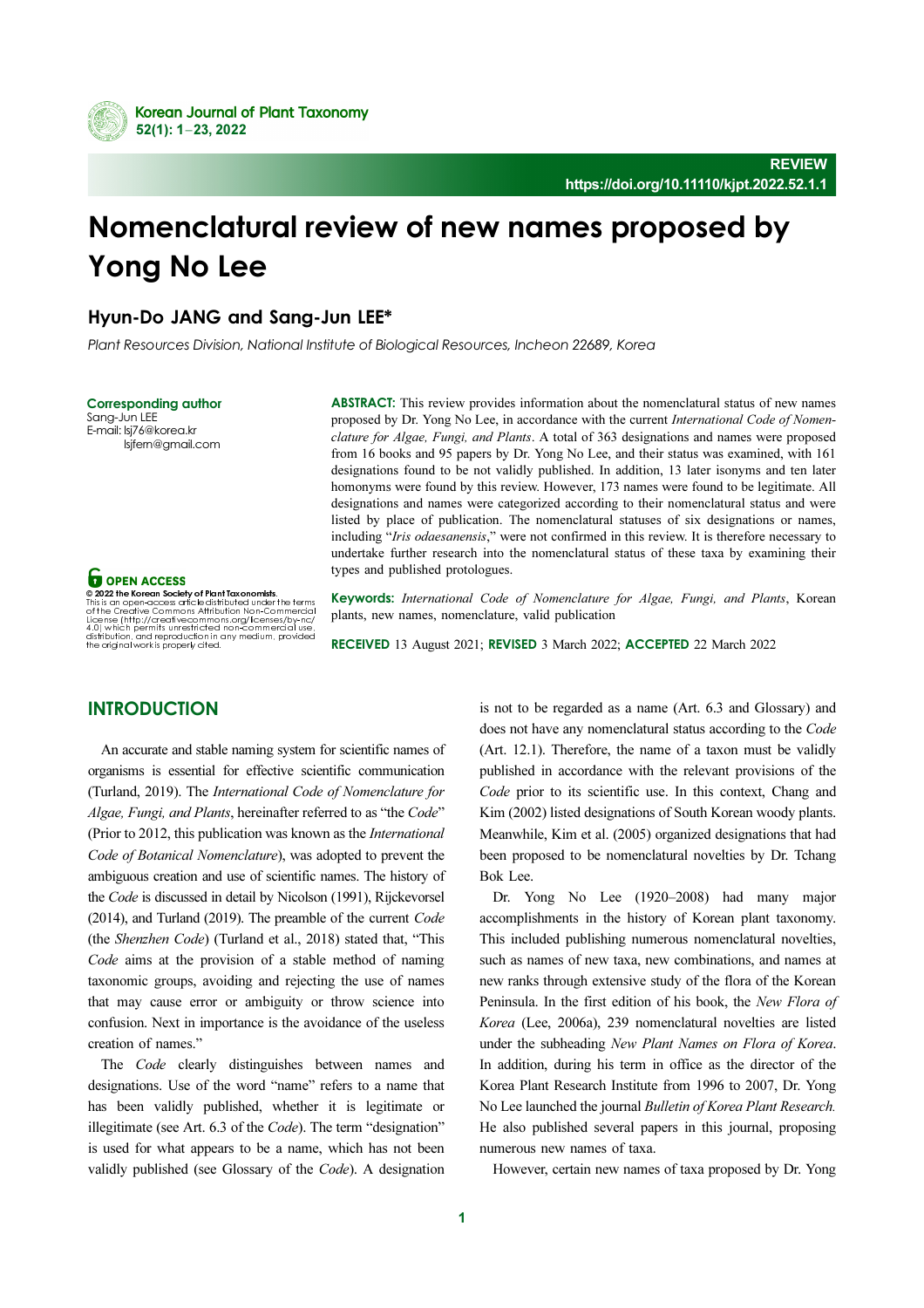REVIEW

https://doi.org/10.11110/kjpt.2022.52.1.1

# Nomenclatural review of new names proposed by Yong No Lee

**Hyun-Do JANG and Sang-Jun LEE***

*Plant Resources Division, National Institute of Biological Resources, Incheon 22689, Korea*

**Corresponding author**
Sang-Jun LEE
E-mail: lsj76@korea.kr
lsjfern@gmail.com

**OPEN ACCESS**

**© 2022 the Korean Society of Plant Taxonomists.**
This is an open-access article distributed under the terms of the Creative Commons Attribution Non-Commercial License (http://creativecommons.org/licenses/by-nc/4.0) which permits unrestricted non-commercial use, distribution, and reproduction in any medium, provided the original work is properly cited.

**ABSTRACT:** This review provides information about the nomenclatural status of new names proposed by Dr. Yong No Lee, in accordance with the current *International Code of Nomenclature for Algae, Fungi, and Plants*. A total of 363 designations and names were proposed from 16 books and 95 papers by Dr. Yong No Lee, and their status was examined, with 161 designations found to be not validly published. In addition, 13 later isonyms and ten later homonyms were found by this review. However, 173 names were found to be legitimate. All designations and names were categorized according to their nomenclatural status and were listed by place of publication. The nomenclatural statuses of six designations or names, including "*Iris odaesanensis*," were not confirmed in this review. It is therefore necessary to undertake further research into the nomenclatural status of these taxa by examining their types and published protologues.

**Keywords:** *International Code of Nomenclature for Algae, Fungi, and Plants*, Korean plants, new names, nomenclature, valid publication

**RECEIVED** 13 August 2021; **REVISED** 3 March 2022; **ACCEPTED** 22 March 2022

## INTRODUCTION

An accurate and stable naming system for scientific names of organisms is essential for effective scientific communication (Turland, 2019). The *International Code of Nomenclature for Algae, Fungi, and Plants*, hereinafter referred to as "the *Code*" (Prior to 2012, this publication was known as the *International Code of Botanical Nomenclature*), was adopted to prevent the ambiguous creation and use of scientific names. The history of the *Code* is discussed in detail by Nicolson (1991), Rijckevorsel (2014), and Turland (2019). The preamble of the current *Code* (the *Shenzhen Code*) (Turland et al., 2018) stated that, "This *Code* aims at the provision of a stable method of naming taxonomic groups, avoiding and rejecting the use of names that may cause error or ambiguity or throw science into confusion. Next in importance is the avoidance of the useless creation of names."

The *Code* clearly distinguishes between names and designations. Use of the word "name" refers to a name that has been validly published, whether it is legitimate or illegitimate (see Art. 6.3 of the *Code*). The term "designation" is used for what appears to be a name, which has not been validly published (see Glossary of the *Code*). A designation is not to be regarded as a name (Art. 6.3 and Glossary) and does not have any nomenclatural status according to the *Code* (Art. 12.1). Therefore, the name of a taxon must be validly published in accordance with the relevant provisions of the *Code* prior to its scientific use. In this context, Chang and Kim (2002) listed designations of South Korean woody plants. Meanwhile, Kim et al. (2005) organized designations that had been proposed to be nomenclatural novelties by Dr. Tchang Bok Lee.

Dr. Yong No Lee (1920–2008) had many major accomplishments in the history of Korean plant taxonomy. This included publishing numerous nomenclatural novelties, such as names of new taxa, new combinations, and names at new ranks through extensive study of the flora of the Korean Peninsula. In the first edition of his book, the *New Flora of Korea* (Lee, 2006a), 239 nomenclatural novelties are listed under the subheading *New Plant Names on Flora of Korea*. In addition, during his term in office as the director of the Korea Plant Research Institute from 1996 to 2007, Dr. Yong No Lee launched the journal *Bulletin of Korea Plant Research.* He also published several papers in this journal, proposing numerous new names of taxa.

However, certain new names of taxa proposed by Dr. Yong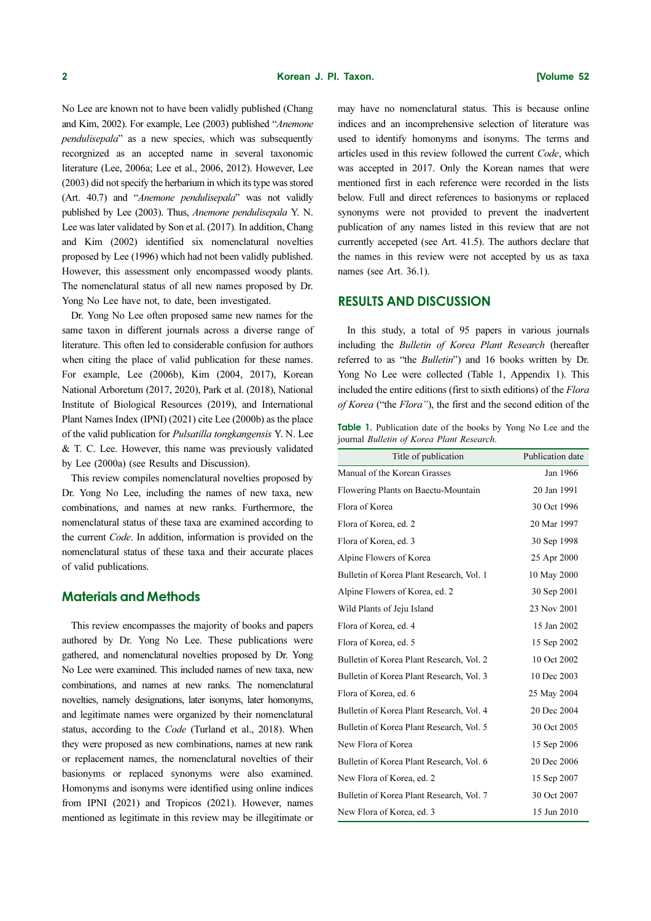No Lee are known not to have been validly published (Chang and Kim, 2002). For example, Lee (2003) published "*Anemone pendulisepala*" as a new species, which was subsequently recognized as an accepted name in several taxonomic literature (Lee, 2006a; Lee et al., 2006, 2012). However, Lee (2003) did not specify the herbarium in which its type was stored (Art. 40.7) and "*Anemone pendulisepala*" was not validly published by Lee (2003). Thus, *Anemone pendulisepala* Y. N. Lee was later validated by Son et al. (2017). In addition, Chang and Kim (2002) identified six nomenclatural novelties proposed by Lee (1996) which had not been validly published. However, this assessment only encompassed woody plants. The nomenclatural status of all new names proposed by Dr. Yong No Lee have not, to date, been investigated.

Dr. Yong No Lee often proposed same new names for the same taxon in different journals across a diverse range of literature. This often led to considerable confusion for authors when citing the place of valid publication for these names. For example, Lee (2006b), Kim (2004, 2017), Korean National Arboretum (2017, 2020), Park et al. (2018), National Institute of Biological Resources (2019), and International Plant Names Index (IPNI) (2021) cite Lee (2000b) as the place of the valid publication for *Pulsatilla tongkangensis* Y. N. Lee & T. C. Lee. However, this name was previously validated by Lee (2000a) (see Results and Discussion).

This review compiles nomenclatural novelties proposed by Dr. Yong No Lee, including the names of new taxa, new combinations, and names at new ranks. Furthermore, the nomenclatural status of these taxa are examined according to the current *Code*. In addition, information is provided on the nomenclatural status of these taxa and their accurate places of valid publications.

## Materials and Methods

This review encompasses the majority of books and papers authored by Dr. Yong No Lee. These publications were gathered, and nomenclatural novelties proposed by Dr. Yong No Lee were examined. This included names of new taxa, new combinations, and names at new ranks. The nomenclatural novelties, namely designations, later isonyms, later homonyms, and legitimate names were organized by their nomenclatural status, according to the *Code* (Turland et al., 2018). When they were proposed as new combinations, names at new rank or replacement names, the nomenclatural novelties of their basionyms or replaced synonyms were also examined. Homonyms and isonyms were identified using online indices from IPNI (2021) and Tropicos (2021). However, names mentioned as legitimate in this review may be illegitimate or may have no nomenclatural status. This is because online indices and an incomprehensive selection of literature was used to identify homonyms and isonyms. The terms and articles used in this review followed the current *Code*, which was accepted in 2017. Only the Korean names that were mentioned first in each reference were recorded in the lists below. Full and direct references to basionyms or replaced synonyms were not provided to prevent the inadvertent publication of any names listed in this review that are not currently accepeted (see Art. 41.5). The authors declare that the names in this review were not accepted by us as taxa names (see Art. 36.1).

## RESULTS AND DISCUSSION

In this study, a total of 95 papers in various journals including the *Bulletin of Korea Plant Research* (hereafter referred to as "the *Bulletin*") and 16 books written by Dr. Yong No Lee were collected (Table 1, Appendix 1). This included the entire editions (first to sixth editions) of the *Flora of Korea* ("the *Flora"*), the first and the second edition of the

**Table 1.** Publication date of the books by Yong No Lee and the journal *Bulletin of Korea Plant Research*.

| Title of publication | Publication date |
|---|---|
| Manual of the Korean Grasses | Jan 1966 |
| Flowering Plants on Baectu-Mountain | 20 Jan 1991 |
| Flora of Korea | 30 Oct 1996 |
| Flora of Korea, ed. 2 | 20 Mar 1997 |
| Flora of Korea, ed. 3 | 30 Sep 1998 |
| Alpine Flowers of Korea | 25 Apr 2000 |
| Bulletin of Korea Plant Research, Vol. 1 | 10 May 2000 |
| Alpine Flowers of Korea, ed. 2 | 30 Sep 2001 |
| Wild Plants of Jeju Island | 23 Nov 2001 |
| Flora of Korea, ed. 4 | 15 Jan 2002 |
| Flora of Korea, ed. 5 | 15 Sep 2002 |
| Bulletin of Korea Plant Research, Vol. 2 | 10 Oct 2002 |
| Bulletin of Korea Plant Research, Vol. 3 | 10 Dec 2003 |
| Flora of Korea, ed. 6 | 25 May 2004 |
| Bulletin of Korea Plant Research, Vol. 4 | 20 Dec 2004 |
| Bulletin of Korea Plant Research, Vol. 5 | 30 Oct 2005 |
| New Flora of Korea | 15 Sep 2006 |
| Bulletin of Korea Plant Research, Vol. 6 | 20 Dec 2006 |
| New Flora of Korea, ed. 2 | 15 Sep 2007 |
| Bulletin of Korea Plant Research, Vol. 7 | 30 Oct 2007 |
| New Flora of Korea, ed. 3 | 15 Jun 2010 |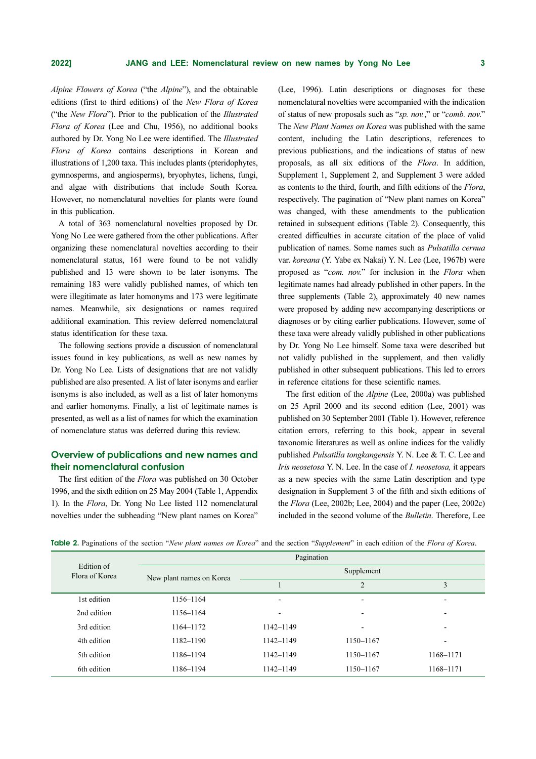*Alpine Flowers of Korea* ("the *Alpine*"), and the obtainable editions (first to third editions) of the *New Flora of Korea* ("the *New Flora*"). Prior to the publication of the *Illustrated Flora of Korea* (Lee and Chu, 1956), no additional books authored by Dr. Yong No Lee were identified. The *Illustrated Flora of Korea* contains descriptions in Korean and illustrations of 1,200 taxa. This includes plants (pteridophytes, gymnosperms, and angiosperms), bryophytes, lichens, fungi, and algae with distributions that include South Korea. However, no nomenclatural novelties for plants were found in this publication.

A total of 363 nomenclatural novelties proposed by Dr. Yong No Lee were gathered from the other publications. After organizing these nomenclatural novelties according to their nomenclatural status, 161 were found to be not validly published and 13 were shown to be later isonyms. The remaining 183 were validly published names, of which ten were illegitimate as later homonyms and 173 were legitimate names. Meanwhile, six designations or names required additional examination. This review deferred nomenclatural status identification for these taxa.

The following sections provide a discussion of nomenclatural issues found in key publications, as well as new names by Dr. Yong No Lee. Lists of designations that are not validly published are also presented. A list of later isonyms and earlier isonyms is also included, as well as a list of later homonyms and earlier homonyms. Finally, a list of legitimate names is presented, as well as a list of names for which the examination of nomenclature status was deferred during this review.

## Overview of publications and new names and their nomenclatural confusion

The first edition of the *Flora* was published on 30 October 1996, and the sixth edition on 25 May 2004 (Table 1, Appendix 1). In the *Flora*, Dr. Yong No Lee listed 112 nomenclatural novelties under the subheading "New plant names on Korea" (Lee, 1996). Latin descriptions or diagnoses for these nomenclatural novelties were accompanied with the indication of status of new proposals such as "*sp. nov.*," or "*comb. nov.*" The *New Plant Names on Korea* was published with the same content, including the Latin descriptions, references to previous publications, and the indications of status of new proposals, as all six editions of the *Flora*. In addition, Supplement 1, Supplement 2, and Supplement 3 were added as contents to the third, fourth, and fifth editions of the *Flora*, respectively. The pagination of "New plant names on Korea" was changed, with these amendments to the publication retained in subsequent editions (Table 2). Consequently, this created difficulties in accurate citation of the place of valid publication of names. Some names such as *Pulsatilla cernua* var. *koreana* (Y. Yabe ex Nakai) Y. N. Lee (Lee, 1967b) were proposed as "*com. nov.*" for inclusion in the *Flora* when legitimate names had already published in other papers. In the three supplements (Table 2), approximately 40 new names were proposed by adding new accompanying descriptions or diagnoses or by citing earlier publications. However, some of these taxa were already validly published in other publications by Dr. Yong No Lee himself. Some taxa were described but not validly published in the supplement, and then validly published in other subsequent publications. This led to errors in reference citations for these scientific names.

The first edition of the *Alpine* (Lee, 2000a) was published on 25 April 2000 and its second edition (Lee, 2001) was published on 30 September 2001 (Table 1). However, reference citation errors, referring to this book, appear in several taxonomic literatures as well as online indices for the validly published *Pulsatilla tongkangensis* Y. N. Lee & T. C. Lee and *Iris neosetosa* Y. N. Lee. In the case of *I. neosetosa,* it appears as a new species with the same Latin description and type designation in Supplement 3 of the fifth and sixth editions of the *Flora* (Lee, 2002b; Lee, 2004) and the paper (Lee, 2002c) included in the second volume of the *Bulletin*. Therefore, Lee

**Table 2.** Paginations of the section "*New plant names on Korea*" and the section "*Supplement*" in each edition of the *Flora of Korea*.

| Edition of Flora of Korea | Pagination | | | |
|---|---|---|---|---|
| | New plant names on Korea | Supplement | | |
| | | 1 | 2 | 3 |
| 1st edition | 1156–1164 | - | - | - |
| 2nd edition | 1156–1164 | - | - | - |
| 3rd edition | 1164–1172 | 1142–1149 | - | - |
| 4th edition | 1182–1190 | 1142–1149 | 1150–1167 | - |
| 5th edition | 1186–1194 | 1142–1149 | 1150–1167 | 1168–1171 |
| 6th edition | 1186–1194 | 1142–1149 | 1150–1167 | 1168–1171 |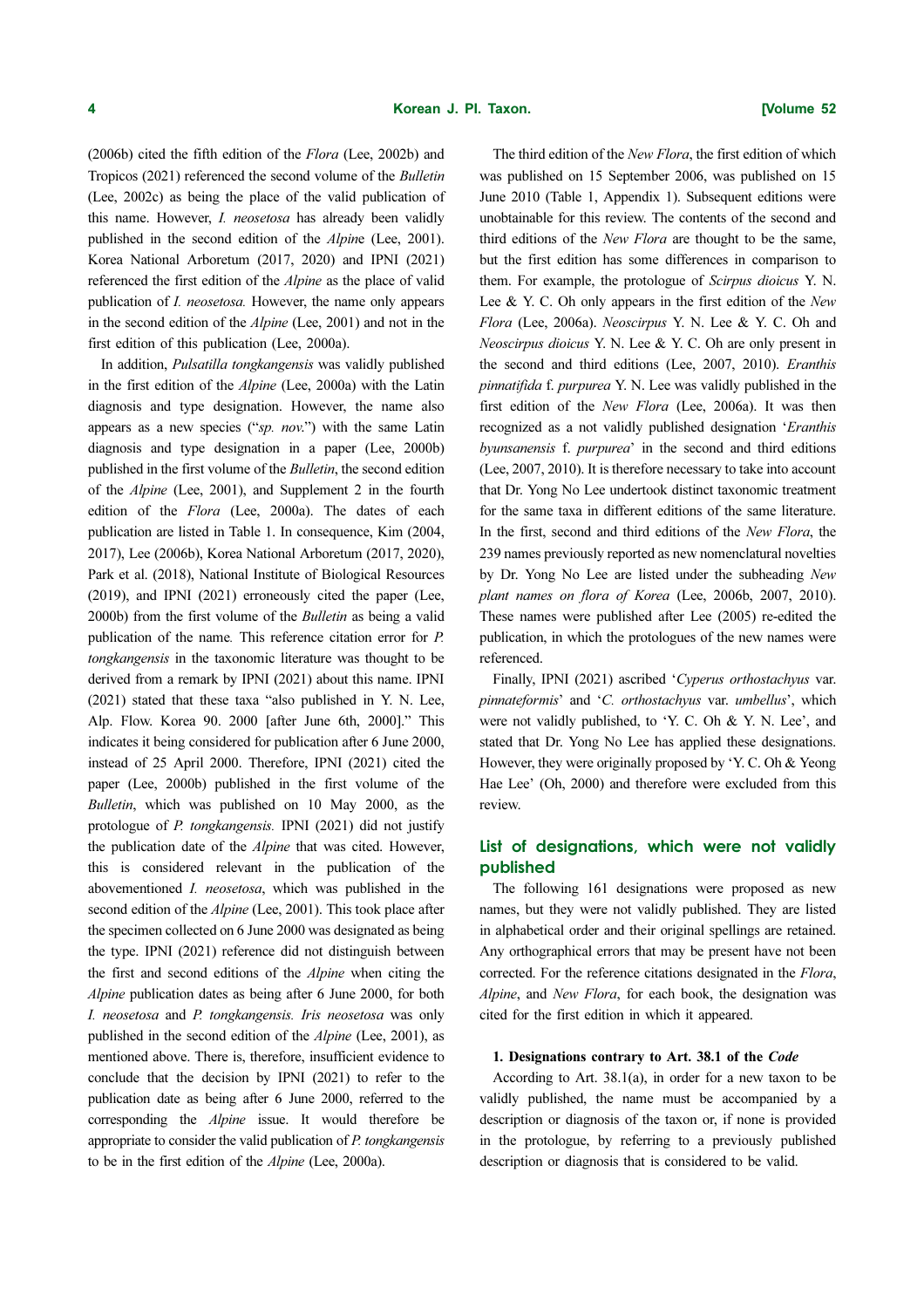(2006b) cited the fifth edition of the *Flora* (Lee, 2002b) and Tropicos (2021) referenced the second volume of the *Bulletin* (Lee, 2002c) as being the place of the valid publication of this name. However, *I. neosetosa* has already been validly published in the second edition of the *Alpine* (Lee, 2001). Korea National Arboretum (2017, 2020) and IPNI (2021) referenced the first edition of the *Alpine* as the place of valid publication of *I. neosetosa.* However, the name only appears in the second edition of the *Alpine* (Lee, 2001) and not in the first edition of this publication (Lee, 2000a).

In addition, *Pulsatilla tongkangensis* was validly published in the first edition of the *Alpine* (Lee, 2000a) with the Latin diagnosis and type designation. However, the name also appears as a new species ("*sp. nov.*") with the same Latin diagnosis and type designation in a paper (Lee, 2000b) published in the first volume of the *Bulletin*, the second edition of the *Alpine* (Lee, 2001), and Supplement 2 in the fourth edition of the *Flora* (Lee, 2000a). The dates of each publication are listed in Table 1. In consequence, Kim (2004, 2017), Lee (2006b), Korea National Arboretum (2017, 2020), Park et al. (2018), National Institute of Biological Resources (2019), and IPNI (2021) erroneously cited the paper (Lee, 2000b) from the first volume of the *Bulletin* as being a valid publication of the name. This reference citation error for *P. tongkangensis* in the taxonomic literature was thought to be derived from a remark by IPNI (2021) about this name. IPNI (2021) stated that these taxa "also published in Y. N. Lee, Alp. Flow. Korea 90. 2000 [after June 6th, 2000]." This indicates it being considered for publication after 6 June 2000, instead of 25 April 2000. Therefore, IPNI (2021) cited the paper (Lee, 2000b) published in the first volume of the *Bulletin*, which was published on 10 May 2000, as the protologue of *P. tongkangensis.* IPNI (2021) did not justify the publication date of the *Alpine* that was cited. However, this is considered relevant in the publication of the abovementioned *I. neosetosa*, which was published in the second edition of the *Alpine* (Lee, 2001). This took place after the specimen collected on 6 June 2000 was designated as being the type. IPNI (2021) reference did not distinguish between the first and second editions of the *Alpine* when citing the *Alpine* publication dates as being after 6 June 2000, for both *I. neosetosa* and *P. tongkangensis. Iris neosetosa* was only published in the second edition of the *Alpine* (Lee, 2001), as mentioned above. There is, therefore, insufficient evidence to conclude that the decision by IPNI (2021) to refer to the publication date as being after 6 June 2000, referred to the corresponding the *Alpine* issue. It would therefore be appropriate to consider the valid publication of *P. tongkangensis* to be in the first edition of the *Alpine* (Lee, 2000a).

The third edition of the *New Flora*, the first edition of which was published on 15 September 2006, was published on 15 June 2010 (Table 1, Appendix 1). Subsequent editions were unobtainable for this review. The contents of the second and third editions of the *New Flora* are thought to be the same, but the first edition has some differences in comparison to them. For example, the protologue of *Scirpus dioicus* Y. N. Lee & Y. C. Oh only appears in the first edition of the *New Flora* (Lee, 2006a). *Neoscirpus* Y. N. Lee & Y. C. Oh and *Neoscirpus dioicus* Y. N. Lee & Y. C. Oh are only present in the second and third editions (Lee, 2007, 2010). *Eranthis pinnatifida* f. *purpurea* Y. N. Lee was validly published in the first edition of the *New Flora* (Lee, 2006a). It was then recognized as a not validly published designation '*Eranthis byunsanensis* f. *purpurea*' in the second and third editions (Lee, 2007, 2010). It is therefore necessary to take into account that Dr. Yong No Lee undertook distinct taxonomic treatment for the same taxa in different editions of the same literature. In the first, second and third editions of the *New Flora*, the 239 names previously reported as new nomenclatural novelties by Dr. Yong No Lee are listed under the subheading *New plant names on flora of Korea* (Lee, 2006b, 2007, 2010). These names were published after Lee (2005) re-edited the publication, in which the protologues of the new names were referenced.

Finally, IPNI (2021) ascribed '*Cyperus orthostachyus* var. *pinnateformis*' and '*C. orthostachyus* var. *umbellus*', which were not validly published, to 'Y. C. Oh & Y. N. Lee', and stated that Dr. Yong No Lee has applied these designations. However, they were originally proposed by 'Y. C. Oh & Yeong Hae Lee' (Oh, 2000) and therefore were excluded from this review.

## List of designations, which were not validly published

The following 161 designations were proposed as new names, but they were not validly published. They are listed in alphabetical order and their original spellings are retained. Any orthographical errors that may be present have not been corrected. For the reference citations designated in the *Flora*, *Alpine*, and *New Flora*, for each book, the designation was cited for the first edition in which it appeared.

### 1. Designations contrary to Art. 38.1 of the *Code*

According to Art. 38.1(a), in order for a new taxon to be validly published, the name must be accompanied by a description or diagnosis of the taxon or, if none is provided in the protologue, by referring to a previously published description or diagnosis that is considered to be valid.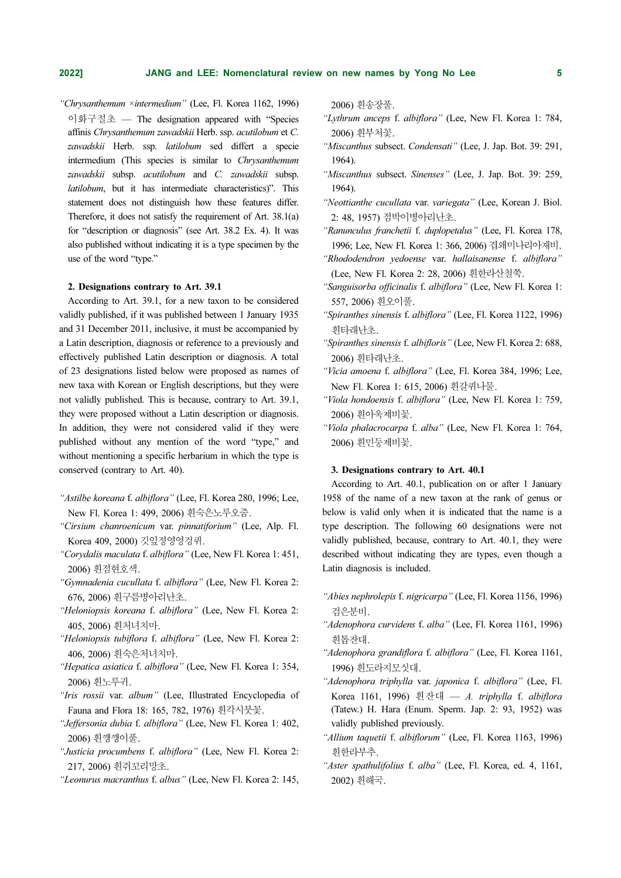*"Chrysanthemum ×intermedium"* (Lee, Fl. Korea 1162, 1996) 이화구절초 — The designation appeared with "Species affinis *Chrysanthemum zawadskii* Herb. ssp. *acutilobum* et *C. zawadskii* Herb. ssp. *latilobum* sed differt a specie intermedium (This species is similar to *Chrysanthemum zawadskii* subsp. *acutilobum* and *C. zawadskii* subsp. *latilobum*, but it has intermediate characteristics)". This statement does not distinguish how these features differ. Therefore, it does not satisfy the requirement of Art. 38.1(a) for "description or diagnosis" (see Art. 38.2 Ex. 4). It was also published without indicating it is a type specimen by the use of the word "type."

**2. Designations contrary to Art. 39.1**

According to Art. 39.1, for a new taxon to be considered validly published, if it was published between 1 January 1935 and 31 December 2011, inclusive, it must be accompanied by a Latin description, diagnosis or reference to a previously and effectively published Latin description or diagnosis. A total of 23 designations listed below were proposed as names of new taxa with Korean or English descriptions, but they were not validly published. This is because, contrary to Art. 39.1, they were proposed without a Latin description or diagnosis. In addition, they were not considered valid if they were published without any mention of the word "type," and without mentioning a specific herbarium in which the type is conserved (contrary to Art. 40).

*"Astilbe koreana* f. *albiflora"* (Lee, Fl. Korea 280, 1996; Lee, New Fl. Korea 1: 499, 2006) 흰숙은노루오줌.

*"Cirsium chanroenicum* var. *pinnatiforium"* (Lee, Alp. Fl. Korea 409, 2000) 깃잎정영엉겅퀴.

*"Corydalis maculata* f. *albiflora"* (Lee, New Fl. Korea 1: 451, 2006) 흰점현호색.

*"Gymnadenia cucullata* f. *albiflora"* (Lee, New Fl. Korea 2: 676, 2006) 흰구름병아리난초.

*"Heloniopsis koreana* f. *albiflora"* (Lee, New Fl. Korea 2: 405, 2006) 흰처녀치마.

*"Heloniopsis tubiflora* f. *albiflora"* (Lee, New Fl. Korea 2: 406, 2006) 흰숙은처녀치마.

*"Hepatica asiatica* f. *albiflora"* (Lee, New Fl. Korea 1: 354, 2006) 흰노루귀.

*"Iris rossii* var. *album"* (Lee, Illustrated Encyclopedia of Fauna and Flora 18: 165, 782, 1976) 흰각시붓꽃.

*"Jeffersonia dubia* f. *albiflora"* (Lee, New Fl. Korea 1: 402, 2006) 흰깽깽이풀.

*"Justicia procumbens* f. *albiflora"* (Lee, New Fl. Korea 2: 217, 2006) 흰쥐꼬리망초.

*"Leonurus macranthus* f. *albus"* (Lee, New Fl. Korea 2: 145, 2006) 흰송장풀.

*"Lythrum anceps* f. *albiflora"* (Lee, New Fl. Korea 1: 784, 2006) 흰부처꽃.

*"Miscanthus* subsect. *Condensati"* (Lee, J. Jap. Bot. 39: 291, 1964).

*"Miscanthus* subsect. *Sinenses"* (Lee, J. Jap. Bot. 39: 259, 1964).

*"Neottianthe cucullata* var. *variegata"* (Lee, Korean J. Biol. 2: 48, 1957) 점박이병아리난초.

*"Ranunculus franchetii* f. *duplopetalus"* (Lee, Fl. Korea 178, 1996; Lee, New Fl. Korea 1: 366, 2006) 겹왜미나리아재비.

*"Rhododendron yedoense* var. *hallaisanense* f. *albiflora"* (Lee, New Fl. Korea 2: 28, 2006) 흰한라산철쭉.

*"Sanguisorba officinalis* f. *albiflora"* (Lee, New Fl. Korea 1: 557, 2006) 흰오이풀.

*"Spiranthes sinensis* f. *albiflora"* (Lee, Fl. Korea 1122, 1996) 흰타래난초.

*"Spiranthes sinensis* f. *albifloris"* (Lee, New Fl. Korea 2: 688, 2006) 흰타래난초.

*"Vicia amoena* f. *albiflora"* (Lee, Fl. Korea 384, 1996; Lee, New Fl. Korea 1: 615, 2006) 흰갈퀴나물.

*"Viola hondoensis* f. *albiflora"* (Lee, New Fl. Korea 1: 759, 2006) 흰아욱제비꽃.

*"Viola phalacrocarpa* f. *alba"* (Lee, New Fl. Korea 1: 764, 2006) 흰민둥제비꽃.

**3. Designations contrary to Art. 40.1**

According to Art. 40.1, publication on or after 1 January 1958 of the name of a new taxon at the rank of genus or below is valid only when it is indicated that the name is a type description. The following 60 designations were not validly published, because, contrary to Art. 40.1, they were described without indicating they are types, even though a Latin diagnosis is included.

*"Abies nephrolepis* f. *nigricarpa"* (Lee, Fl. Korea 1156, 1996) 검은분비.

*"Adenophora curvidens* f. *alba"* (Lee, Fl. Korea 1161, 1996) 흰톱잔대.

*"Adenophora grandiflora* f. *albiflora"* (Lee, Fl. Korea 1161, 1996) 흰도라지모싯대.

*"Adenophora triphylla* var. *japonica* f. *albiflora"* (Lee, Fl. Korea 1161, 1996) 흰잔대 — *A. triphylla* f. *albiflora* (Tatew.) H. Hara (Enum. Sperm. Jap. 2: 93, 1952) was validly published previously.

*"Allium taquetii* f. *albiflorum"* (Lee, Fl. Korea 1163, 1996) 흰한라부추.

*"Aster spathulifolius* f. *alba"* (Lee, Fl. Korea, ed. 4, 1161, 2002) 흰해국.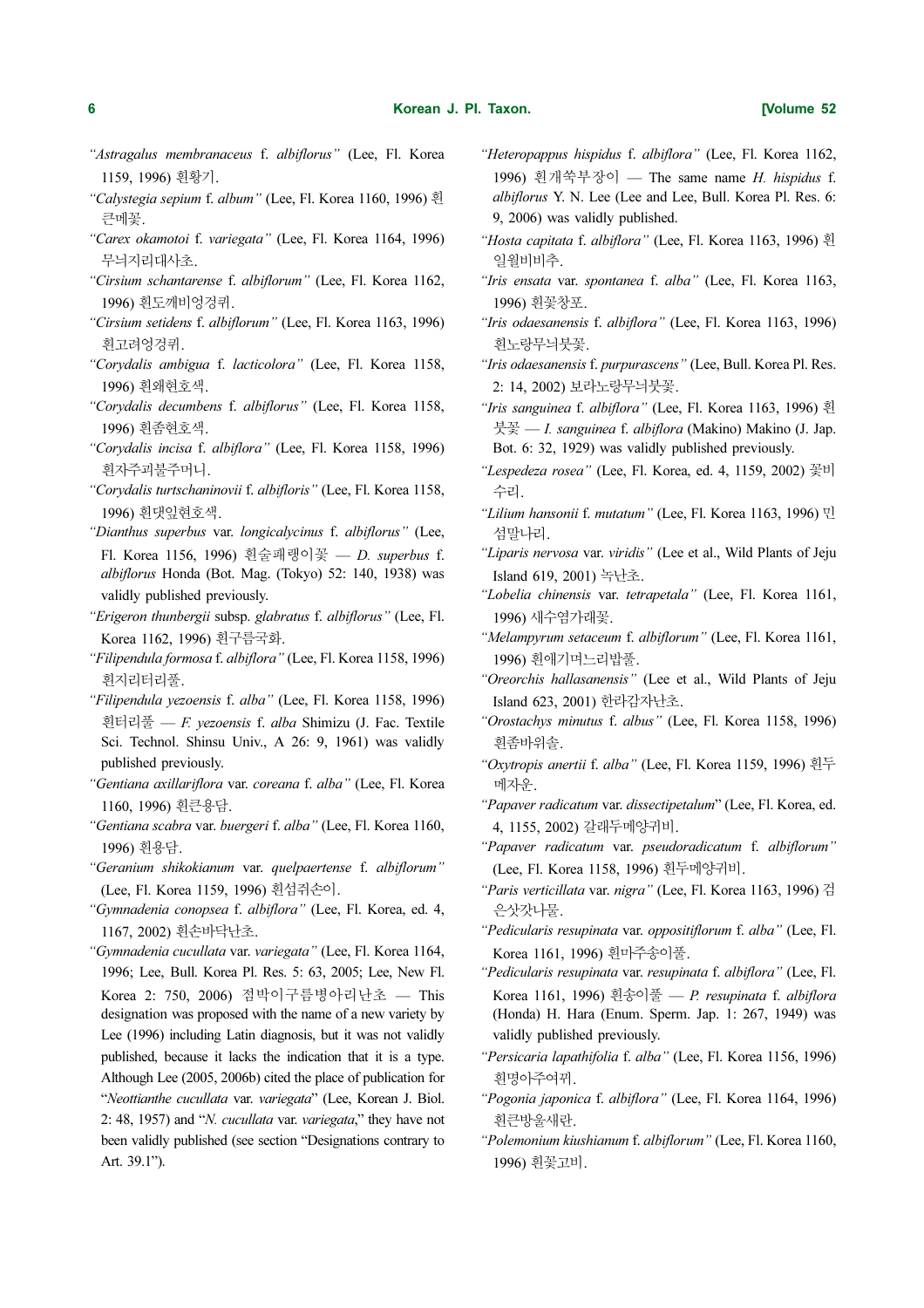*"Astragalus membranaceus* f. *albiflorus"* (Lee, Fl. Korea 1159, 1996) 흰황기.

*"Calystegia sepium* f. *album"* (Lee, Fl. Korea 1160, 1996) 흰큰메꽃.

*"Carex okamotoi* f. *variegata"* (Lee, Fl. Korea 1164, 1996) 무늬지리대사초.

*"Cirsium schantarense* f. *albiflorum"* (Lee, Fl. Korea 1162, 1996) 흰도깨비엉겅퀴.

*"Cirsium setidens* f. *albiflorum"* (Lee, Fl. Korea 1163, 1996) 흰고려엉겅퀴.

*"Corydalis ambigua* f. *lacticolora"* (Lee, Fl. Korea 1158, 1996) 흰왜현호색.

*"Corydalis decumbens* f. *albiflorus"* (Lee, Fl. Korea 1158, 1996) 흰좀현호색.

*"Corydalis incisa* f. *albiflora"* (Lee, Fl. Korea 1158, 1996) 흰자주괴불주머니.

*"Corydalis turtschaninovii* f. *albifloris"* (Lee, Fl. Korea 1158, 1996) 흰댓잎현호색.

*"Dianthus superbus* var. *longicalycinus* f. *albiflorus"* (Lee, Fl. Korea 1156, 1996) 흰술패랭이꽃 — *D. superbus* f. *albiflorus* Honda (Bot. Mag. (Tokyo) 52: 140, 1938) was validly published previously.

*"Erigeron thunbergii* subsp. *glabratus* f. *albiflorus"* (Lee, Fl. Korea 1162, 1996) 흰구름국화.

*"Filipendula formosa* f. *albiflora"* (Lee, Fl. Korea 1158, 1996) 흰지리터리풀.

*"Filipendula yezoensis* f. *alba"* (Lee, Fl. Korea 1158, 1996) 흰터리풀 — *F. yezoensis* f. *alba* Shimizu (J. Fac. Textile Sci. Technol. Shinsu Univ., A 26: 9, 1961) was validly published previously.

*"Gentiana axillariflora* var. *coreana* f. *alba"* (Lee, Fl. Korea 1160, 1996) 흰큰용담.

*"Gentiana scabra* var. *buergeri* f. *alba"* (Lee, Fl. Korea 1160, 1996) 흰용담.

*"Geranium shikokianum* var. *quelpaertense* f. *albiflorum"* (Lee, Fl. Korea 1159, 1996) 흰섬쥐손이.

*"Gymnadenia conopsea* f. *albiflora"* (Lee, Fl. Korea, ed. 4, 1167, 2002) 흰손바닥난초.

*"Gymnadenia cucullata* var. *variegata"* (Lee, Fl. Korea 1164, 1996; Lee, Bull. Korea Pl. Res. 5: 63, 2005; Lee, New Fl. Korea 2: 750, 2006) 점박이구름병아리난초 — This designation was proposed with the name of a new variety by Lee (1996) including Latin diagnosis, but it was not validly published, because it lacks the indication that it is a type. Although Lee (2005, 2006b) cited the place of publication for "*Neottianthe cucullata* var. *variegata*" (Lee, Korean J. Biol. 2: 48, 1957) and "*N. cucullata* var. *variegata*," they have not been validly published (see section "Designations contrary to Art. 39.1").

*"Heteropappus hispidus* f. *albiflora"* (Lee, Fl. Korea 1162, 1996) 흰개쑥부장이 — The same name *H. hispidus* f. *albiflorus* Y. N. Lee (Lee and Lee, Bull. Korea Pl. Res. 6: 9, 2006) was validly published.

*"Hosta capitata* f. *albiflora"* (Lee, Fl. Korea 1163, 1996) 흰일월비비추.

*"Iris ensata* var. *spontanea* f. *alba"* (Lee, Fl. Korea 1163, 1996) 흰꽃창포.

*"Iris odaesanensis* f. *albiflora"* (Lee, Fl. Korea 1163, 1996) 흰노랑무늬붓꽃.

*"Iris odaesanensis* f. *purpurascens"* (Lee, Bull. Korea Pl. Res. 2: 14, 2002) 보라노랑무늬붓꽃.

*"Iris sanguinea* f. *albiflora"* (Lee, Fl. Korea 1163, 1996) 흰붓꽃 — *I. sanguinea* f. *albiflora* (Makino) Makino (J. Jap. Bot. 6: 32, 1929) was validly published previously.

*"Lespedeza rosea"* (Lee, Fl. Korea, ed. 4, 1159, 2002) 꽃비수리.

*"Lilium hansonii* f. *mutatum"* (Lee, Fl. Korea 1163, 1996) 민섬말나리.

*"Liparis nervosa* var. *viridis"* (Lee et al., Wild Plants of Jeju Island 619, 2001) 녹난초.

*"Lobelia chinensis* var. *tetrapetala"* (Lee, Fl. Korea 1161, 1996) 새수염가래꽃.

*"Melampyrum setaceum* f. *albiflorum"* (Lee, Fl. Korea 1161, 1996) 흰애기며느리밥풀.

*"Oreorchis hallasanensis"* (Lee et al., Wild Plants of Jeju Island 623, 2001) 한라감자난초.

*"Orostachys minutus* f. *albus"* (Lee, Fl. Korea 1158, 1996) 흰좀바위솔.

*"Oxytropis anertii* f. *alba"* (Lee, Fl. Korea 1159, 1996) 흰두메자운.

*"Papaver radicatum* var. *dissectipetalum*" (Lee, Fl. Korea, ed. 4, 1155, 2002) 갈래두메양귀비.

*"Papaver radicatum* var. *pseudoradicatum* f. *albiflorum"* (Lee, Fl. Korea 1158, 1996) 흰두메양귀비.

*"Paris verticillata* var. *nigra"* (Lee, Fl. Korea 1163, 1996) 검은삿갓나물.

*"Pedicularis resupinata* var. *oppositiflorum* f. *alba"* (Lee, Fl. Korea 1161, 1996) 흰마주송이풀.

*"Pedicularis resupinata* var. *resupinata* f. *albiflora"* (Lee, Fl. Korea 1161, 1996) 흰송이풀 — *P. resupinata* f. *albiflora* (Honda) H. Hara (Enum. Sperm. Jap. 1: 267, 1949) was validly published previously.

*"Persicaria lapathifolia* f. *alba"* (Lee, Fl. Korea 1156, 1996) 흰명아주여뀌.

*"Pogonia japonica* f. *albiflora"* (Lee, Fl. Korea 1164, 1996) 흰큰방울새란.

*"Polemonium kiushianum* f. *albiflorum"* (Lee, Fl. Korea 1160, 1996) 흰꽃고비.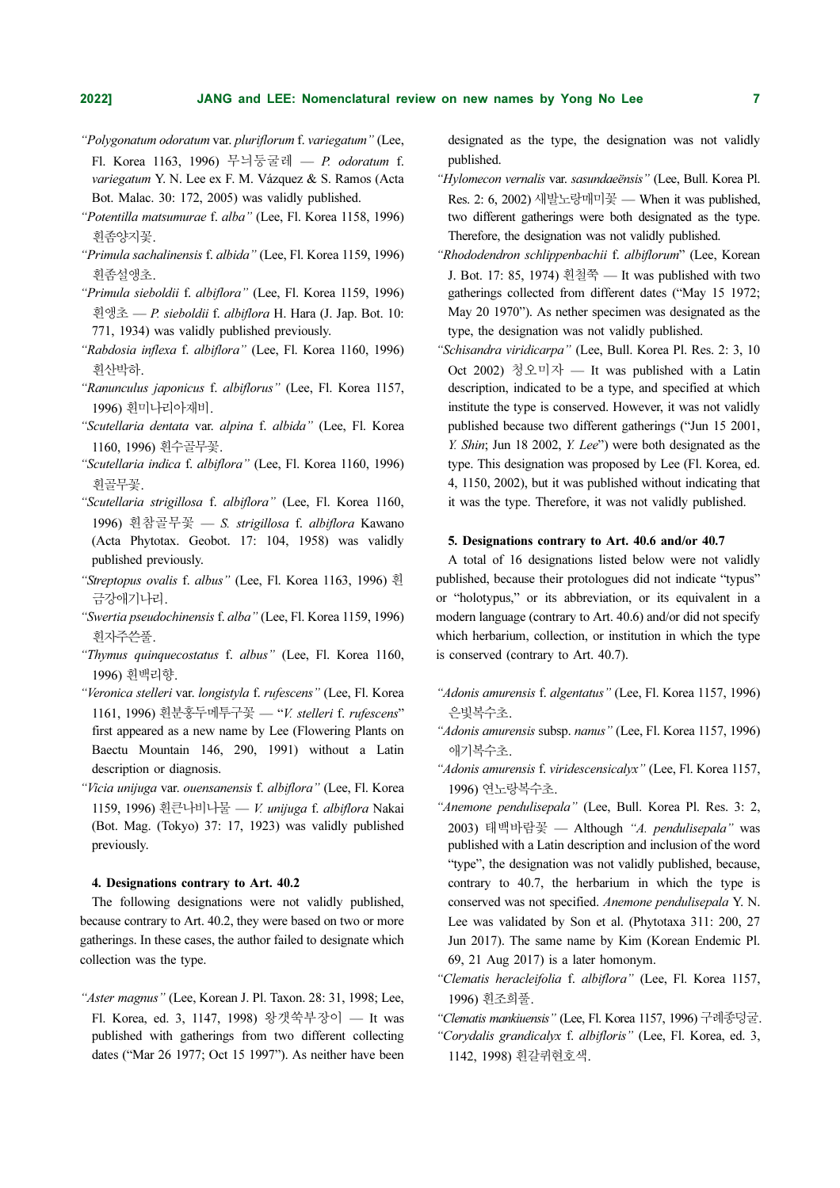*"Polygonatum odoratum* var. *pluriflorum* f. *variegatum"* (Lee, Fl. Korea 1163, 1996) 무늬둥굴레 — *P. odoratum* f. *variegatum* Y. N. Lee ex F. M. Vázquez & S. Ramos (Acta Bot. Malac. 30: 172, 2005) was validly published.

*"Potentilla matsumurae* f. *alba"* (Lee, Fl. Korea 1158, 1996) 흰좀양지꽃.

*"Primula sachalinensis* f. *albida"* (Lee, Fl. Korea 1159, 1996) 흰좀설앵초.

*"Primula sieboldii* f. *albiflora"* (Lee, Fl. Korea 1159, 1996) 흰앵초 — *P. sieboldii* f. *albiflora* H. Hara (J. Jap. Bot. 10: 771, 1934) was validly published previously.

*"Rabdosia inflexa* f. *albiflora"* (Lee, Fl. Korea 1160, 1996) 흰산박하.

*"Ranunculus japonicus* f. *albiflorus"* (Lee, Fl. Korea 1157, 1996) 흰미나리아재비.

*"Scutellaria dentata* var. *alpina* f. *albida"* (Lee, Fl. Korea 1160, 1996) 흰수골무꽃.

*"Scutellaria indica* f. *albiflora"* (Lee, Fl. Korea 1160, 1996) 흰골무꽃.

*"Scutellaria strigillosa* f. *albiflora"* (Lee, Fl. Korea 1160, 1996) 흰참골무꽃 — *S. strigillosa* f. *albiflora* Kawano (Acta Phytotax. Geobot. 17: 104, 1958) was validly published previously.

*"Streptopus ovalis* f. *albus"* (Lee, Fl. Korea 1163, 1996) 흰금강애기나리.

*"Swertia pseudochinensis* f. *alba"* (Lee, Fl. Korea 1159, 1996) 흰자주쓴풀.

*"Thymus quinquecostatus* f. *albus"* (Lee, Fl. Korea 1160, 1996) 흰백리향.

*"Veronica stelleri* var. *longistyla* f. *rufescens"* (Lee, Fl. Korea 1161, 1996) 흰분홍두메투구꽃 — "*V. stelleri* f. *rufescens*" first appeared as a new name by Lee (Flowering Plants on Baectu Mountain 146, 290, 1991) without a Latin description or diagnosis.

*"Vicia unijuga* var. *ouensanensis* f. *albiflora"* (Lee, Fl. Korea 1159, 1996) 흰큰나비나물 — *V. unijuga* f. *albiflora* Nakai (Bot. Mag. (Tokyo) 37: 17, 1923) was validly published previously.

#### 4. Designations contrary to Art. 40.2

The following designations were not validly published, because contrary to Art. 40.2, they were based on two or more gatherings. In these cases, the author failed to designate which collection was the type.

*"Aster magnus"* (Lee, Korean J. Pl. Taxon. 28: 31, 1998; Lee, Fl. Korea, ed. 3, 1147, 1998) 왕갯쑥부장이 — It was published with gatherings from two different collecting dates ("Mar 26 1977; Oct 15 1997"). As neither have been designated as the type, the designation was not validly published.

*"Hylomecon vernalis* var. *sasundaeënsis"* (Lee, Bull. Korea Pl. Res. 2: 6, 2002) 새발노랑매미꽃 — When it was published, two different gatherings were both designated as the type. Therefore, the designation was not validly published.

*"Rhododendron schlippenbachii* f. *albiflorum*" (Lee, Korean J. Bot. 17: 85, 1974) 흰철쭉 — It was published with two gatherings collected from different dates ("May 15 1972; May 20 1970"). As nether specimen was designated as the type, the designation was not validly published.

*"Schisandra viridicarpa"* (Lee, Bull. Korea Pl. Res. 2: 3, 10 Oct 2002) 청오미자 — It was published with a Latin description, indicated to be a type, and specified at which institute the type is conserved. However, it was not validly published because two different gatherings ("Jun 15 2001, *Y. Shin*; Jun 18 2002, *Y. Lee*") were both designated as the type. This designation was proposed by Lee (Fl. Korea, ed. 4, 1150, 2002), but it was published without indicating that it was the type. Therefore, it was not validly published.

#### 5. Designations contrary to Art. 40.6 and/or 40.7

A total of 16 designations listed below were not validly published, because their protologues did not indicate "typus" or "holotypus," or its abbreviation, or its equivalent in a modern language (contrary to Art. 40.6) and/or did not specify which herbarium, collection, or institution in which the type is conserved (contrary to Art. 40.7).

*"Adonis amurensis* f. *algentatus"* (Lee, Fl. Korea 1157, 1996) 은빛복수초.

*"Adonis amurensis* subsp. *nanus"* (Lee, Fl. Korea 1157, 1996) 애기복수초.

*"Adonis amurensis* f. *viridescensicalyx"* (Lee, Fl. Korea 1157, 1996) 연노랑복수초.

*"Anemone pendulisepala"* (Lee, Bull. Korea Pl. Res. 3: 2, 2003) 태백바람꽃 — Although *"A. pendulisepala"* was published with a Latin description and inclusion of the word "type", the designation was not validly published, because, contrary to 40.7, the herbarium in which the type is conserved was not specified. *Anemone pendulisepala* Y. N. Lee was validated by Son et al. (Phytotaxa 311: 200, 27 Jun 2017). The same name by Kim (Korean Endemic Pl. 69, 21 Aug 2017) is a later homonym.

*"Clematis heracleifolia* f. *albiflora"* (Lee, Fl. Korea 1157, 1996) 흰조희풀.

*"Clematis mankiuensis"* (Lee, Fl. Korea 1157, 1996) 구례종덩굴.

*"Corydalis grandicalyx* f. *albifloris"* (Lee, Fl. Korea, ed. 3, 1142, 1998) 흰갈퀴현호색.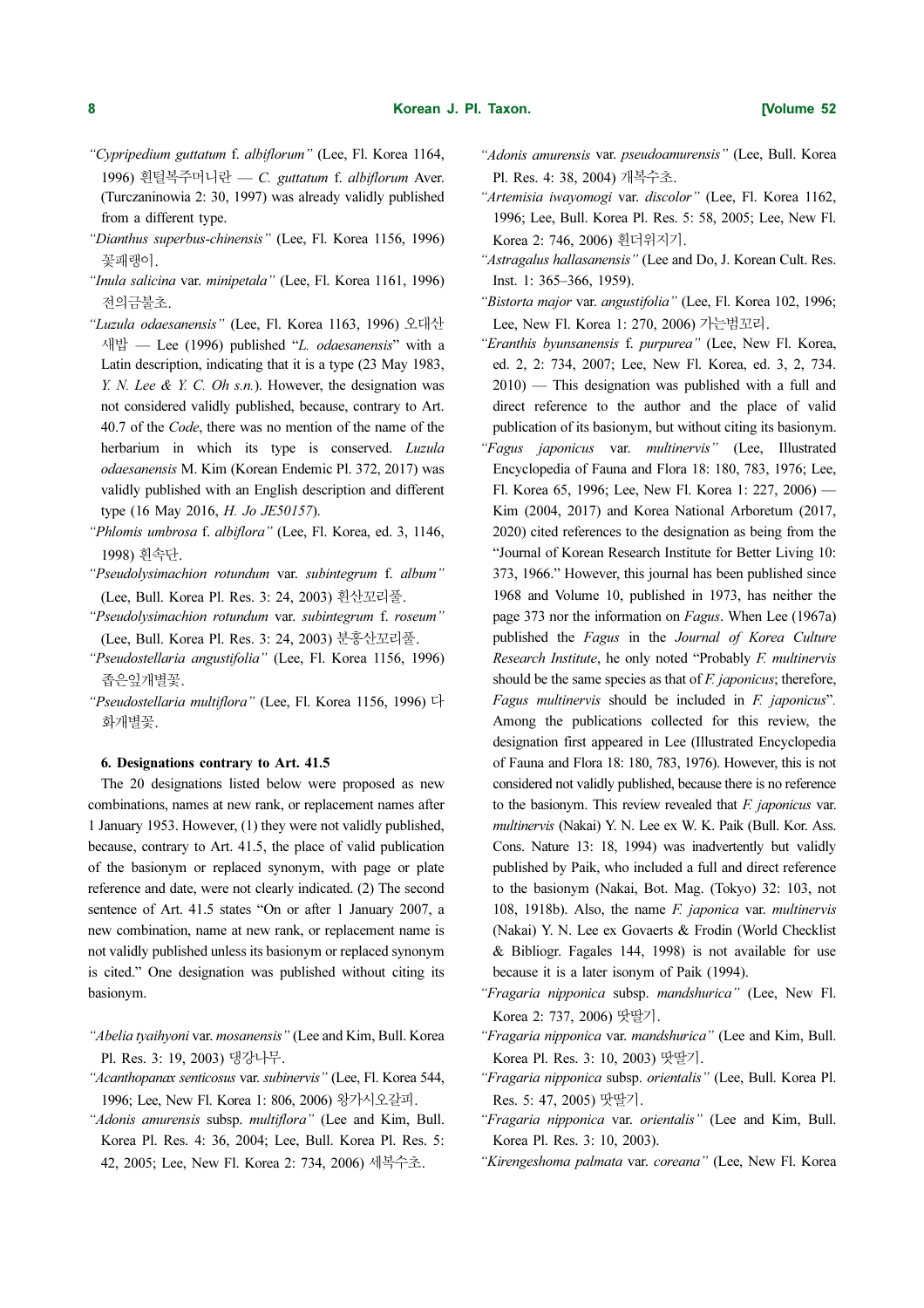*"Cypripedium guttatum* f. *albiflorum"* (Lee, Fl. Korea 1164, 1996) 흰털복주머니란 — *C. guttatum* f. *albiflorum* Aver. (Turczaninowia 2: 30, 1997) was already validly published from a different type.

*"Dianthus superbus-chinensis"* (Lee, Fl. Korea 1156, 1996) 꽃패랭이.

*"Inula salicina* var. *minipetala"* (Lee, Fl. Korea 1161, 1996) 전의금불초.

*"Luzula odaesanensis"* (Lee, Fl. Korea 1163, 1996) 오대산새밥 — Lee (1996) published "*L. odaesanensis*" with a Latin description, indicating that it is a type (23 May 1983, *Y. N. Lee & Y. C. Oh s.n.*). However, the designation was not considered validly published, because, contrary to Art. 40.7 of the *Code*, there was no mention of the name of the herbarium in which its type is conserved. *Luzula odaesanensis* M. Kim (Korean Endemic Pl. 372, 2017) was validly published with an English description and different type (16 May 2016, *H. Jo JE50157*).

*"Phlomis umbrosa* f. *albiflora"* (Lee, Fl. Korea, ed. 3, 1146, 1998) 흰속단.

*"Pseudolysimachion rotundum* var. *subintegrum* f. *album"* (Lee, Bull. Korea Pl. Res. 3: 24, 2003) 흰산꼬리풀.

*"Pseudolysimachion rotundum* var. *subintegrum* f. *roseum"* (Lee, Bull. Korea Pl. Res. 3: 24, 2003) 분홍산꼬리풀.

*"Pseudostellaria angustifolia"* (Lee, Fl. Korea 1156, 1996) 좁은잎개별꽃.

*"Pseudostellaria multiflora"* (Lee, Fl. Korea 1156, 1996) 다화개별꽃.

#### 6. Designations contrary to Art. 41.5

The 20 designations listed below were proposed as new combinations, names at new rank, or replacement names after 1 January 1953. However, (1) they were not validly published, because, contrary to Art. 41.5, the place of valid publication of the basionym or replaced synonym, with page or plate reference and date, were not clearly indicated. (2) The second sentence of Art. 41.5 states "On or after 1 January 2007, a new combination, name at new rank, or replacement name is not validly published unless its basionym or replaced synonym is cited." One designation was published without citing its basionym.

*"Abelia tyaihyoni* var. *mosanensis"* (Lee and Kim, Bull. Korea Pl. Res. 3: 19, 2003) 댕강나무.

*"Acanthopanax senticosus* var. *subinervis"* (Lee, Fl. Korea 544, 1996; Lee, New Fl. Korea 1: 806, 2006) 왕가시오갈피.

*"Adonis amurensis* subsp. *multiflora"* (Lee and Kim, Bull. Korea Pl. Res. 4: 36, 2004; Lee, Bull. Korea Pl. Res. 5: 42, 2005; Lee, New Fl. Korea 2: 734, 2006) 세복수초.

*"Adonis amurensis* var. *pseudoamurensis"* (Lee, Bull. Korea Pl. Res. 4: 38, 2004) 개복수초.

*"Artemisia iwayomogi* var. *discolor"* (Lee, Fl. Korea 1162, 1996; Lee, Bull. Korea Pl. Res. 5: 58, 2005; Lee, New Fl. Korea 2: 746, 2006) 흰더위지기.

*"Astragalus hallasanensis"* (Lee and Do, J. Korean Cult. Res. Inst. 1: 365–366, 1959).

*"Bistorta major* var. *angustifolia"* (Lee, Fl. Korea 102, 1996; Lee, New Fl. Korea 1: 270, 2006) 가는범꼬리.

*"Eranthis byunsanensis* f. *purpurea"* (Lee, New Fl. Korea, ed. 2, 2: 734, 2007; Lee, New Fl. Korea, ed. 3, 2, 734. 2010) — This designation was published with a full and direct reference to the author and the place of valid publication of its basionym, but without citing its basionym.

*"Fagus japonicus* var. *multinervis"* (Lee, Illustrated Encyclopedia of Fauna and Flora 18: 180, 783, 1976; Lee, Fl. Korea 65, 1996; Lee, New Fl. Korea 1: 227, 2006) — Kim (2004, 2017) and Korea National Arboretum (2017, 2020) cited references to the designation as being from the "Journal of Korean Research Institute for Better Living 10: 373, 1966." However, this journal has been published since 1968 and Volume 10, published in 1973, has neither the page 373 nor the information on *Fagus*. When Lee (1967a) published the *Fagus* in the *Journal of Korea Culture Research Institute*, he only noted "Probably *F. multinervis* should be the same species as that of *F. japonicus*; therefore, *Fagus multinervis* should be included in *F. japonicus*". Among the publications collected for this review, the designation first appeared in Lee (Illustrated Encyclopedia of Fauna and Flora 18: 180, 783, 1976). However, this is not considered not validly published, because there is no reference to the basionym. This review revealed that *F. japonicus* var. *multinervis* (Nakai) Y. N. Lee ex W. K. Paik (Bull. Kor. Ass. Cons. Nature 13: 18, 1994) was inadvertently but validly published by Paik, who included a full and direct reference to the basionym (Nakai, Bot. Mag. (Tokyo) 32: 103, not 108, 1918b). Also, the name *F. japonica* var. *multinervis* (Nakai) Y. N. Lee ex Govaerts & Frodin (World Checklist & Bibliogr. Fagales 144, 1998) is not available for use because it is a later isonym of Paik (1994).

*"Fragaria nipponica* subsp. *mandshurica"* (Lee, New Fl. Korea 2: 737, 2006) 땃딸기.

*"Fragaria nipponica* var. *mandshurica"* (Lee and Kim, Bull. Korea Pl. Res. 3: 10, 2003) 땃딸기.

*"Fragaria nipponica* subsp. *orientalis"* (Lee, Bull. Korea Pl. Res. 5: 47, 2005) 땃딸기.

*"Fragaria nipponica* var. *orientalis"* (Lee and Kim, Bull. Korea Pl. Res. 3: 10, 2003).

*"Kirengeshoma palmata* var. *coreana"* (Lee, New Fl. Korea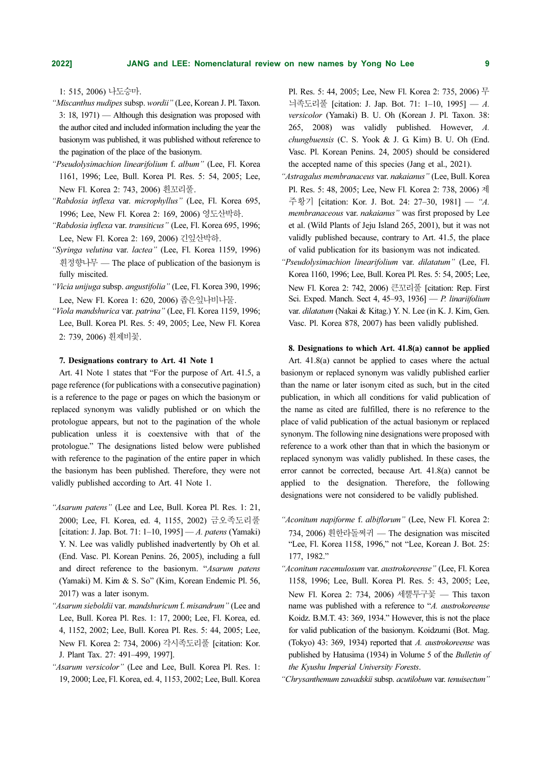1: 515, 2006) 나도승마.

*"Miscanthus nudipes* subsp. *wordii"* (Lee, Korean J. Pl. Taxon. 3: 18, 1971) — Although this designation was proposed with the author cited and included information including the year the basionym was published, it was published without reference to the pagination of the place of the basionym.

*"Pseudolysimachion linearifolium* f. *album"* (Lee, Fl. Korea 1161, 1996; Lee, Bull. Korea Pl. Res. 5: 54, 2005; Lee, New Fl. Korea 2: 743, 2006) 흰꼬리풀.

*"Rabdosia inflexa* var. *microphyllus"* (Lee, Fl. Korea 695, 1996; Lee, New Fl. Korea 2: 169, 2006) 영도산박하.

*"Rabdosia inflexa* var. *transiticus"* (Lee, Fl. Korea 695, 1996; Lee, New Fl. Korea 2: 169, 2006) 긴잎산박하.

*"Syringa velutina* var. *lactea"* (Lee, Fl. Korea 1159, 1996) 흰정향나무 — The place of publication of the basionym is fully miscited.

*"Vicia unijuga* subsp. *angustifolia"* (Lee, Fl. Korea 390, 1996; Lee, New Fl. Korea 1: 620, 2006) 좁은잎나비나물.

*"Viola mandshurica* var. *patrina"* (Lee, Fl. Korea 1159, 1996; Lee, Bull. Korea Pl. Res. 5: 49, 2005; Lee, New Fl. Korea 2: 739, 2006) 흰제비꽃.

**7. Designations contrary to Art. 41 Note 1**

Art. 41 Note 1 states that "For the purpose of Art. 41.5, a page reference (for publications with a consecutive pagination) is a reference to the page or pages on which the basionym or replaced synonym was validly published or on which the protologue appears, but not to the pagination of the whole publication unless it is coextensive with that of the protologue." The designations listed below were published with reference to the pagination of the entire paper in which the basionym has been published. Therefore, they were not validly published according to Art. 41 Note 1.

*"Asarum patens"* (Lee and Lee, Bull. Korea Pl. Res. 1: 21, 2000; Lee, Fl. Korea, ed. 4, 1155, 2002) 금오족도리풀 [citation: J. Jap. Bot. 71: 1–10, 1995] — *A. patens* (Yamaki) Y. N. Lee was validly published inadvertently by Oh et al. (End. Vasc. Pl. Korean Penins. 26, 2005), including a full and direct reference to the basionym. "*Asarum patens* (Yamaki) M. Kim & S. So" (Kim, Korean Endemic Pl. 56, 2017) was a later isonym.

*"Asarum sieboldii* var. *mandshuricum* f. *misandrum"* (Lee and Lee, Bull. Korea Pl. Res. 1: 17, 2000; Lee, Fl. Korea, ed. 4, 1152, 2002; Lee, Bull. Korea Pl. Res. 5: 44, 2005; Lee, New Fl. Korea 2: 734, 2006) 각시족도리풀 [citation: Kor. J. Plant Tax. 27: 491–499, 1997].

*"Asarum versicolor"* (Lee and Lee, Bull. Korea Pl. Res. 1: 19, 2000; Lee, Fl. Korea, ed. 4, 1153, 2002; Lee, Bull. Korea Pl. Res. 5: 44, 2005; Lee, New Fl. Korea 2: 735, 2006) 무늬족도리풀 [citation: J. Jap. Bot. 71: 1–10, 1995] — *A. versicolor* (Yamaki) B. U. Oh (Korean J. Pl. Taxon. 38: 265, 2008) was validly published. However, *A. chungbuensis* (C. S. Yook & J. G. Kim) B. U. Oh (End. Vasc. Pl. Korean Penins. 24, 2005) should be considered the accepted name of this species (Jang et al., 2021).

*"Astragalus membranaceus* var. *nakaianus"* (Lee, Bull. Korea Pl. Res. 5: 48, 2005; Lee, New Fl. Korea 2: 738, 2006) 제주황기 [citation: Kor. J. Bot. 24: 27–30, 1981] — *"A. membranaceus* var. *nakaianus"* was first proposed by Lee et al. (Wild Plants of Jeju Island 265, 2001), but it was not validly published because, contrary to Art. 41.5, the place of valid publication for its basionym was not indicated.

*"Pseudolysimachion linearifolium* var. *dilatatum"* (Lee, Fl. Korea 1160, 1996; Lee, Bull. Korea Pl. Res. 5: 54, 2005; Lee, New Fl. Korea 2: 742, 2006) 큰꼬리풀 [citation: Rep. First Sci. Exped. Manch. Sect 4, 45–93, 1936] — *P. linariifolium* var. *dilatatum* (Nakai & Kitag.) Y. N. Lee (in K. J. Kim, Gen. Vasc. Pl. Korea 878, 2007) has been validly published.

**8. Designations to which Art. 41.8(a) cannot be applied**

Art. 41.8(a) cannot be applied to cases where the actual basionym or replaced synonym was validly published earlier than the name or later isonym cited as such, but in the cited publication, in which all conditions for valid publication of the name as cited are fulfilled, there is no reference to the place of valid publication of the actual basionym or replaced synonym. The following nine designations were proposed with reference to a work other than that in which the basionym or replaced synonym was validly published. In these cases, the error cannot be corrected, because Art. 41.8(a) cannot be applied to the designation. Therefore, the following designations were not considered to be validly published.

*"Aconitum napiforme* f. *albiflorum"* (Lee, New Fl. Korea 2: 734, 2006) 흰한라돌쩌귀 — The designation was miscited "Lee, Fl. Korea 1158, 1996," not "Lee, Korean J. Bot. 25: 177, 1982."

*"Aconitum racemulosum* var. *austrokoreense"* (Lee, Fl. Korea 1158, 1996; Lee, Bull. Korea Pl. Res. 5: 43, 2005; Lee, New Fl. Korea 2: 734, 2006) 세뿔투구꽃 — This taxon name was published with a reference to "*A. austrokoreense* Koidz. B.M.T. 43: 369, 1934." However, this is not the place for valid publication of the basionym. Koidzumi (Bot. Mag. (Tokyo) 43: 369, 1934) reported that *A. austrokoreense* was published by Hatusima (1934) in Volume 5 of the *Bulletin of the Kyushu Imperial University Forests*.

*"Chrysanthemum zawadskii* subsp. *acutilobum* var. *tenuisectum"*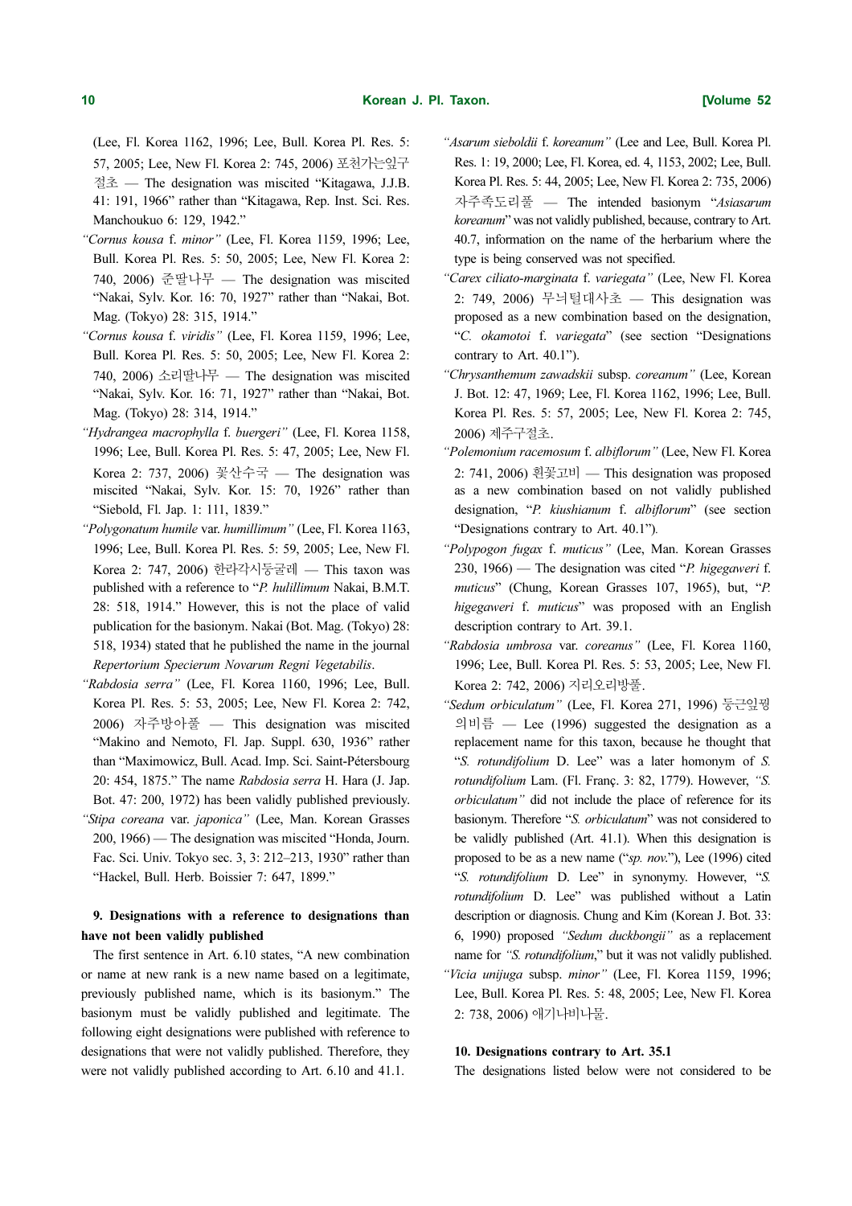(Lee, Fl. Korea 1162, 1996; Lee, Bull. Korea Pl. Res. 5: 57, 2005; Lee, New Fl. Korea 2: 745, 2006) 포천가는잎구절초 — The designation was miscited "Kitagawa, J.J.B. 41: 191, 1966" rather than "Kitagawa, Rep. Inst. Sci. Res. Manchoukuo 6: 129, 1942."

*"Cornus kousa* f. *minor"* (Lee, Fl. Korea 1159, 1996; Lee, Bull. Korea Pl. Res. 5: 50, 2005; Lee, New Fl. Korea 2: 740, 2006) 준딸나무 — The designation was miscited "Nakai, Sylv. Kor. 16: 70, 1927" rather than "Nakai, Bot. Mag. (Tokyo) 28: 315, 1914."

*"Cornus kousa* f. *viridis"* (Lee, Fl. Korea 1159, 1996; Lee, Bull. Korea Pl. Res. 5: 50, 2005; Lee, New Fl. Korea 2: 740, 2006) 소리딸나무 — The designation was miscited "Nakai, Sylv. Kor. 16: 71, 1927" rather than "Nakai, Bot. Mag. (Tokyo) 28: 314, 1914."

*"Hydrangea macrophylla* f. *buergeri"* (Lee, Fl. Korea 1158, 1996; Lee, Bull. Korea Pl. Res. 5: 47, 2005; Lee, New Fl. Korea 2: 737, 2006) 꽃산수국 — The designation was miscited "Nakai, Sylv. Kor. 15: 70, 1926" rather than "Siebold, Fl. Jap. 1: 111, 1839."

*"Polygonatum humile* var. *humillimum"* (Lee, Fl. Korea 1163, 1996; Lee, Bull. Korea Pl. Res. 5: 59, 2005; Lee, New Fl. Korea 2: 747, 2006) 한라각시둥굴레 — This taxon was published with a reference to "*P. hulillimum* Nakai, B.M.T. 28: 518, 1914." However, this is not the place of valid publication for the basionym. Nakai (Bot. Mag. (Tokyo) 28: 518, 1934) stated that he published the name in the journal *Repertorium Specierum Novarum Regni Vegetabilis*.

*"Rabdosia serra"* (Lee, Fl. Korea 1160, 1996; Lee, Bull. Korea Pl. Res. 5: 53, 2005; Lee, New Fl. Korea 2: 742, 2006) 자주방아풀 — This designation was miscited "Makino and Nemoto, Fl. Jap. Suppl. 630, 1936" rather than "Maximowicz, Bull. Acad. Imp. Sci. Saint-Pétersbourg 20: 454, 1875." The name *Rabdosia serra* H. Hara (J. Jap. Bot. 47: 200, 1972) has been validly published previously.

*"Stipa coreana* var. *japonica"* (Lee, Man. Korean Grasses 200, 1966) — The designation was miscited "Honda, Journ. Fac. Sci. Univ. Tokyo sec. 3, 3: 212–213, 1930" rather than "Hackel, Bull. Herb. Boissier 7: 647, 1899."

**9. Designations with a reference to designations than have not been validly published**

The first sentence in Art. 6.10 states, "A new combination or name at new rank is a new name based on a legitimate, previously published name, which is its basionym." The basionym must be validly published and legitimate. The following eight designations were published with reference to designations that were not validly published. Therefore, they were not validly published according to Art. 6.10 and 41.1.

*"Asarum sieboldii* f. *koreanum"* (Lee and Lee, Bull. Korea Pl. Res. 1: 19, 2000; Lee, Fl. Korea, ed. 4, 1153, 2002; Lee, Bull. Korea Pl. Res. 5: 44, 2005; Lee, New Fl. Korea 2: 735, 2006) 자주족도리풀 — The intended basionym "*Asiasarum koreanum*" was not validly published, because, contrary to Art. 40.7, information on the name of the herbarium where the type is being conserved was not specified.

*"Carex ciliato-marginata* f. *variegata"* (Lee, New Fl. Korea 2: 749, 2006) 무늬털대사초 — This designation was proposed as a new combination based on the designation, "*C. okamotoi* f. *variegata*" (see section "Designations contrary to Art. 40.1").

*"Chrysanthemum zawadskii* subsp. *coreanum"* (Lee, Korean J. Bot. 12: 47, 1969; Lee, Fl. Korea 1162, 1996; Lee, Bull. Korea Pl. Res. 5: 57, 2005; Lee, New Fl. Korea 2: 745, 2006) 제주구절초.

*"Polemonium racemosum* f. *albiflorum"* (Lee, New Fl. Korea 2: 741, 2006) 흰꽃고비 — This designation was proposed as a new combination based on not validly published designation, "*P. kiushianum* f. *albiflorum*" (see section "Designations contrary to Art. 40.1").

*"Polypogon fugax* f. *muticus"* (Lee, Man. Korean Grasses 230, 1966) — The designation was cited "*P. higegaweri* f. *muticus*" (Chung, Korean Grasses 107, 1965), but, "*P. higegaweri* f. *muticus*" was proposed with an English description contrary to Art. 39.1.

*"Rabdosia umbrosa* var. *coreanus"* (Lee, Fl. Korea 1160, 1996; Lee, Bull. Korea Pl. Res. 5: 53, 2005; Lee, New Fl. Korea 2: 742, 2006) 지리오리방풀.

*"Sedum orbiculatum"* (Lee, Fl. Korea 271, 1996) 둥근잎꿩의비름 — Lee (1996) suggested the designation as a replacement name for this taxon, because he thought that "*S. rotundifolium* D. Lee" was a later homonym of *S. rotundifolium* Lam. (Fl. Franç. 3: 82, 1779). However, *"S. orbiculatum"* did not include the place of reference for its basionym. Therefore "*S. orbiculatum*" was not considered to be validly published (Art. 41.1). When this designation is proposed to be as a new name ("*sp. nov.*"), Lee (1996) cited "*S. rotundifolium* D. Lee" in synonymy. However, "*S. rotundifolium* D. Lee" was published without a Latin description or diagnosis. Chung and Kim (Korean J. Bot. 33: 6, 1990) proposed *"Sedum duckbongii"* as a replacement name for *"S. rotundifolium*," but it was not validly published.

*"Vicia unijuga* subsp. *minor"* (Lee, Fl. Korea 1159, 1996; Lee, Bull. Korea Pl. Res. 5: 48, 2005; Lee, New Fl. Korea 2: 738, 2006) 애기나비나물.

**10. Designations contrary to Art. 35.1**

The designations listed below were not considered to be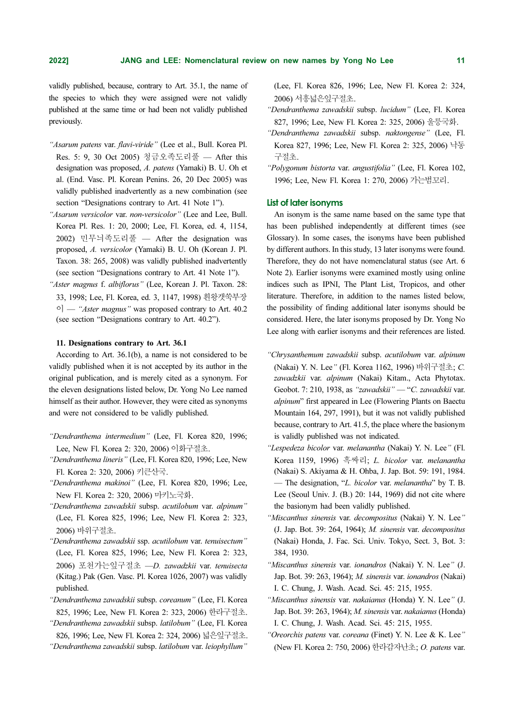validly published, because, contrary to Art. 35.1, the name of the species to which they were assigned were not validly published at the same time or had been not validly published previously.

- *"Asarum patens* var. *flavi-viride"* (Lee et al., Bull. Korea Pl. Res. 5: 9, 30 Oct 2005) 청금오족도리풀 — After this designation was proposed, *A. patens* (Yamaki) B. U. Oh et al. (End. Vasc. Pl. Korean Penins. 26, 20 Dec 2005) was validly published inadvertently as a new combination (see section "Designations contrary to Art. 41 Note 1").
- *"Asarum versicolor* var. *non-versicolor"* (Lee and Lee, Bull. Korea Pl. Res. 1: 20, 2000; Lee, Fl. Korea, ed. 4, 1154, 2002) 민무늬족도리풀 — After the designation was proposed, *A. versicolor* (Yamaki) B. U. Oh (Korean J. Pl. Taxon. 38: 265, 2008) was validly published inadvertently (see section "Designations contrary to Art. 41 Note 1").
- *"Aster magnus* f. *albiflorus"* (Lee, Korean J. Pl. Taxon. 28: 33, 1998; Lee, Fl. Korea, ed. 3, 1147, 1998) 흰왕갯쑥부쟁이 — *"Aster magnus"* was proposed contrary to Art. 40.2 (see section "Designations contrary to Art. 40.2").

#### 11. Designations contrary to Art. 36.1

According to Art. 36.1(b), a name is not considered to be validly published when it is not accepted by its author in the original publication, and is merely cited as a synonym. For the eleven designations listed below, Dr. Yong No Lee named himself as their author. However, they were cited as synonyms and were not considered to be validly published.

- *"Dendranthema intermedium"* (Lee, Fl. Korea 820, 1996; Lee, New Fl. Korea 2: 320, 2006) 이화구절초.
- *"Dendranthema lineris"* (Lee, Fl. Korea 820, 1996; Lee, New Fl. Korea 2: 320, 2006) 키큰산국.
- *"Dendranthema makinoi"* (Lee, Fl. Korea 820, 1996; Lee, New Fl. Korea 2: 320, 2006) 마키노국화.
- *"Dendranthema zawadskii* subsp. *acutilobum* var. *alpinum"* (Lee, Fl. Korea 825, 1996; Lee, New Fl. Korea 2: 323, 2006) 바위구절초.
- *"Dendranthema zawadskii* ssp. *acutilobum* var. *tenuisectum"* (Lee, Fl. Korea 825, 1996; Lee, New Fl. Korea 2: 323, 2006) 포천가는잎구절초 —*D. zawadzkii* var. *tenuisecta* (Kitag.) Pak (Gen. Vasc. Pl. Korea 1026, 2007) was validly published.
- *"Dendranthema zawadskii* subsp. *coreanum"* (Lee, Fl. Korea 825, 1996; Lee, New Fl. Korea 2: 323, 2006) 한라구절초.
- *"Dendranthema zawadskii* subsp. *latilobum"* (Lee, Fl. Korea 826, 1996; Lee, New Fl. Korea 2: 324, 2006) 넓은잎구절초.
- *"Dendranthema zawadskii* subsp. *latilobum* var. *leiophyllum"* (Lee, Fl. Korea 826, 1996; Lee, New Fl. Korea 2: 324, 2006) 서흥넓은잎구절초.
- *"Dendranthema zawadskii* subsp. *lucidum"* (Lee, Fl. Korea 827, 1996; Lee, New Fl. Korea 2: 325, 2006) 울릉국화.
- *"Dendranthema zawadskii* subsp. *naktongense"* (Lee, Fl. Korea 827, 1996; Lee, New Fl. Korea 2: 325, 2006) 낙동구절초.
- *"Polygonum bistorta* var. *angustifolia"* (Lee, Fl. Korea 102, 1996; Lee, New Fl. Korea 1: 270, 2006) 가는범꼬리.

### List of later isonyms

An isonym is the same name based on the same type that has been published independently at different times (see Glossary). In some cases, the isonyms have been published by different authors. In this study, 13 later isonyms were found. Therefore, they do not have nomenclatural status (see Art. 6 Note 2). Earlier isonyms were examined mostly using online indices such as IPNI, The Plant List, Tropicos, and other literature. Therefore, in addition to the names listed below, the possibility of finding additional later isonyms should be considered. Here, the later isonyms proposed by Dr. Yong No Lee along with earlier isonyms and their references are listed.

- *"Chrysanthemum zawadskii* subsp. *acutilobum* var. *alpinum* (Nakai) Y. N. Lee*"* (Fl. Korea 1162, 1996) 바위구절초; *C. zawadzkii* var. *alpinum* (Nakai) Kitam., Acta Phytotax. Geobot. 7: 210, 1938, as *"zawadskii"* — "*C. zawadskii* var. *alpinum*" first appeared in Lee (Flowering Plants on Baectu Mountain 164, 297, 1991), but it was not validly published because, contrary to Art. 41.5, the place where the basionym is validly published was not indicated.
- *"Lespedeza bicolor* var. *melanantha* (Nakai) Y. N. Lee*"* (Fl. Korea 1159, 1996) 흑싸리; *L. bicolor* var. *melanantha* (Nakai) S. Akiyama & H. Ohba, J. Jap. Bot. 59: 191, 1984. — The designation, "*L. bicolor* var. *melanantha*" by T. B. Lee (Seoul Univ. J. (B.) 20: 144, 1969) did not cite where the basionym had been validly published.
- *"Miscanthus sinensis* var. *decompositus* (Nakai) Y. N. Lee*"* (J. Jap. Bot. 39: 264, 1964); *M. sinensis* var. *decompositus* (Nakai) Honda, J. Fac. Sci. Univ. Tokyo, Sect. 3, Bot. 3: 384, 1930.
- *"Miscanthus sinensis* var. *ionandros* (Nakai) Y. N. Lee*"* (J. Jap. Bot. 39: 263, 1964); *M. sinensis* var. *ionandros* (Nakai) I. C. Chung, J. Wash. Acad. Sci. 45: 215, 1955.
- *"Miscanthus sinensis* var. *nakaianus* (Honda) Y. N. Lee*"* (J. Jap. Bot. 39: 263, 1964); *M. sinensis* var. *nakaianus* (Honda) I. C. Chung, J. Wash. Acad. Sci. 45: 215, 1955.
- *"Oreorchis patens* var. *coreana* (Finet) Y. N. Lee & K. Lee*"* (New Fl. Korea 2: 750, 2006) 한라감자난초; *O. patens* var.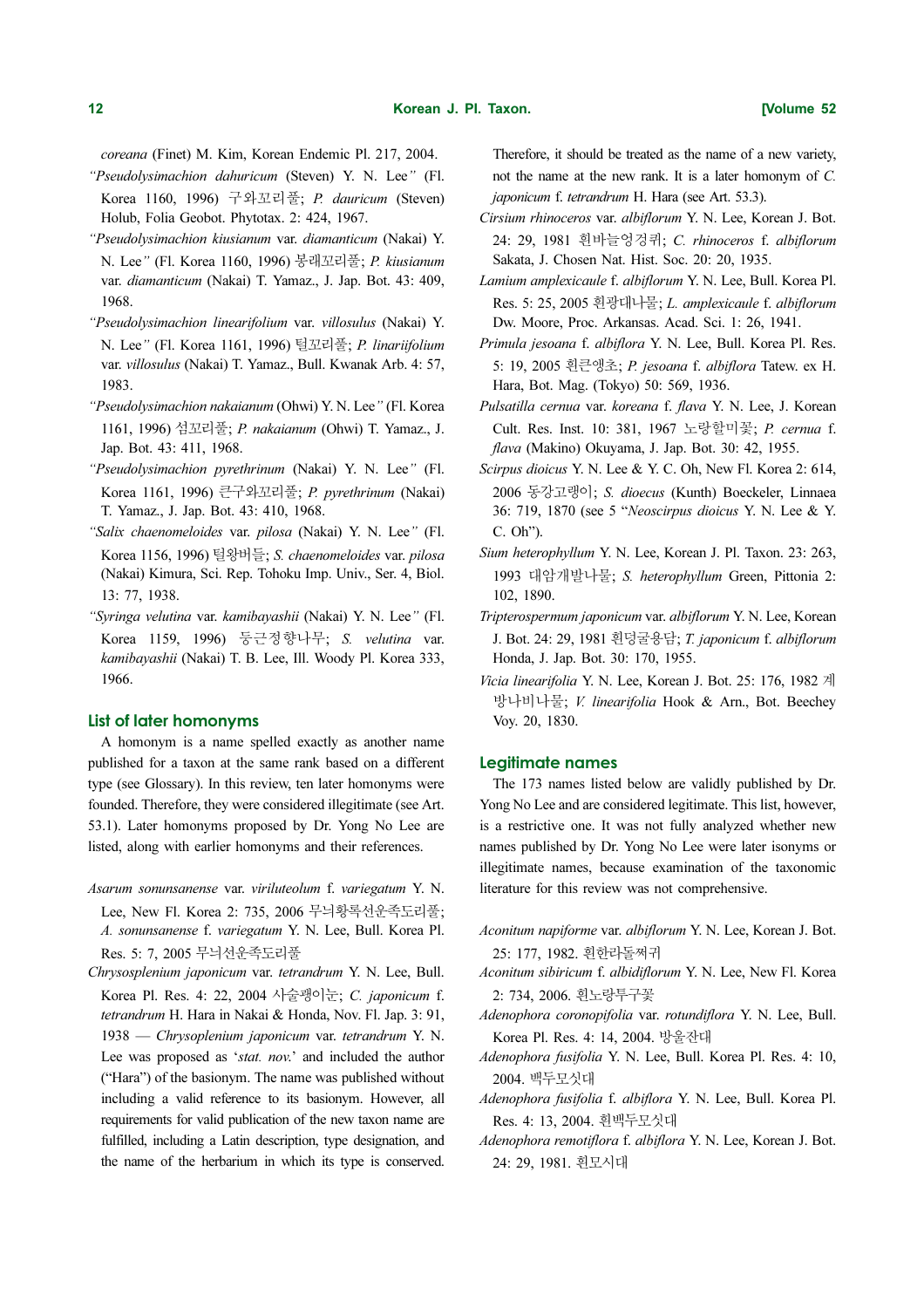*coreana* (Finet) M. Kim, Korean Endemic Pl. 217, 2004.

*"Pseudolysimachion dahuricum* (Steven) Y. N. Lee*"* (Fl. Korea 1160, 1996) 구와꼬리풀; *P. dauricum* (Steven) Holub, Folia Geobot. Phytotax. 2: 424, 1967.

*"Pseudolysimachion kiusianum* var. *diamanticum* (Nakai) Y. N. Lee*"* (Fl. Korea 1160, 1996) 봉래꼬리풀; *P. kiusianum* var. *diamanticum* (Nakai) T. Yamaz., J. Jap. Bot. 43: 409, 1968.

*"Pseudolysimachion linearifolium* var. *villosulus* (Nakai) Y. N. Lee*"* (Fl. Korea 1161, 1996) 털꼬리풀; *P. linariifolium* var. *villosulus* (Nakai) T. Yamaz., Bull. Kwanak Arb. 4: 57, 1983.

*"Pseudolysimachion nakaianum* (Ohwi) Y. N. Lee*"* (Fl. Korea 1161, 1996) 섬꼬리풀; *P. nakaianum* (Ohwi) T. Yamaz., J. Jap. Bot. 43: 411, 1968.

*"Pseudolysimachion pyrethrinum* (Nakai) Y. N. Lee*"* (Fl. Korea 1161, 1996) 큰구와꼬리풀; *P. pyrethrinum* (Nakai) T. Yamaz., J. Jap. Bot. 43: 410, 1968.

*"Salix chaenomeloides* var. *pilosa* (Nakai) Y. N. Lee*"* (Fl. Korea 1156, 1996) 털왕버들; *S. chaenomeloides* var. *pilosa* (Nakai) Kimura, Sci. Rep. Tohoku Imp. Univ., Ser. 4, Biol. 13: 77, 1938.

*"Syringa velutina* var. *kamibayashii* (Nakai) Y. N. Lee*"* (Fl. Korea 1159, 1996) 둥근정향나무; *S. velutina* var. *kamibayashii* (Nakai) T. B. Lee, Ill. Woody Pl. Korea 333, 1966.

## List of later homonyms

A homonym is a name spelled exactly as another name published for a taxon at the same rank based on a different type (see Glossary). In this review, ten later homonyms were founded. Therefore, they were considered illegitimate (see Art. 53.1). Later homonyms proposed by Dr. Yong No Lee are listed, along with earlier homonyms and their references.

*Asarum sonunsanense* var. *viriluteolum* f. *variegatum* Y. N. Lee, New Fl. Korea 2: 735, 2006 무늬황록선운족도리풀; *A. sonunsanense* f. *variegatum* Y. N. Lee, Bull. Korea Pl. Res. 5: 7, 2005 무늬선운족도리풀

*Chrysosplenium japonicum* var. *tetrandrum* Y. N. Lee, Bull. Korea Pl. Res. 4: 22, 2004 사술괭이눈; *C. japonicum* f. *tetrandrum* H. Hara in Nakai & Honda, Nov. Fl. Jap. 3: 91, 1938 — *Chrysoplenium japonicum* var. *tetrandrum* Y. N. Lee was proposed as '*stat. nov.*' and included the author ("Hara") of the basionym. The name was published without including a valid reference to its basionym. However, all requirements for valid publication of the new taxon name are fulfilled, including a Latin description, type designation, and the name of the herbarium in which its type is conserved. Therefore, it should be treated as the name of a new variety, not the name at the new rank. It is a later homonym of *C. japonicum* f. *tetrandrum* H. Hara (see Art. 53.3).

*Cirsium rhinoceros* var. *albiflorum* Y. N. Lee, Korean J. Bot. 24: 29, 1981 흰바늘엉겅퀴; *C. rhinoceros* f. *albiflorum* Sakata, J. Chosen Nat. Hist. Soc. 20: 20, 1935.

*Lamium amplexicaule* f. *albiflorum* Y. N. Lee, Bull. Korea Pl. Res. 5: 25, 2005 흰광대나물; *L. amplexicaule* f. *albiflorum* Dw. Moore, Proc. Arkansas. Acad. Sci. 1: 26, 1941.

*Primula jesoana* f. *albiflora* Y. N. Lee, Bull. Korea Pl. Res. 5: 19, 2005 흰큰앵초; *P. jesoana* f. *albiflora* Tatew. ex H. Hara, Bot. Mag. (Tokyo) 50: 569, 1936.

*Pulsatilla cernua* var. *koreana* f. *flava* Y. N. Lee, J. Korean Cult. Res. Inst. 10: 381, 1967 노랑할미꽃; *P. cernua* f. *flava* (Makino) Okuyama, J. Jap. Bot. 30: 42, 1955.

*Scirpus dioicus* Y. N. Lee & Y. C. Oh, New Fl. Korea 2: 614, 2006 동강고랭이; *S. dioecus* (Kunth) Boeckeler, Linnaea 36: 719, 1870 (see 5 "*Neoscirpus dioicus* Y. N. Lee & Y. C. Oh").

*Sium heterophyllum* Y. N. Lee, Korean J. Pl. Taxon. 23: 263, 1993 대암개발나물; *S. heterophyllum* Green, Pittonia 2: 102, 1890.

*Tripterospermum japonicum* var. *albiflorum* Y. N. Lee, Korean J. Bot. 24: 29, 1981 흰덩굴용담; *T. japonicum* f. *albiflorum* Honda, J. Jap. Bot. 30: 170, 1955.

*Vicia linearifolia* Y. N. Lee, Korean J. Bot. 25: 176, 1982 계방나비나물; *V. linearifolia* Hook & Arn., Bot. Beechey Voy. 20, 1830.

## Legitimate names

The 173 names listed below are validly published by Dr. Yong No Lee and are considered legitimate. This list, however, is a restrictive one. It was not fully analyzed whether new names published by Dr. Yong No Lee were later isonyms or illegitimate names, because examination of the taxonomic literature for this review was not comprehensive.

*Aconitum napiforme* var. *albiflorum* Y. N. Lee, Korean J. Bot. 25: 177, 1982. 흰한라돌쩌귀

*Aconitum sibiricum* f. *albidiflorum* Y. N. Lee, New Fl. Korea 2: 734, 2006. 흰노랑투구꽃

*Adenophora coronopifolia* var. *rotundiflora* Y. N. Lee, Bull. Korea Pl. Res. 4: 14, 2004. 방울잔대

*Adenophora fusifolia* Y. N. Lee, Bull. Korea Pl. Res. 4: 10, 2004. 백두모싯대

*Adenophora fusifolia* f. *albiflora* Y. N. Lee, Bull. Korea Pl. Res. 4: 13, 2004. 흰백두모싯대

*Adenophora remotiflora* f. *albiflora* Y. N. Lee, Korean J. Bot. 24: 29, 1981. 흰모시대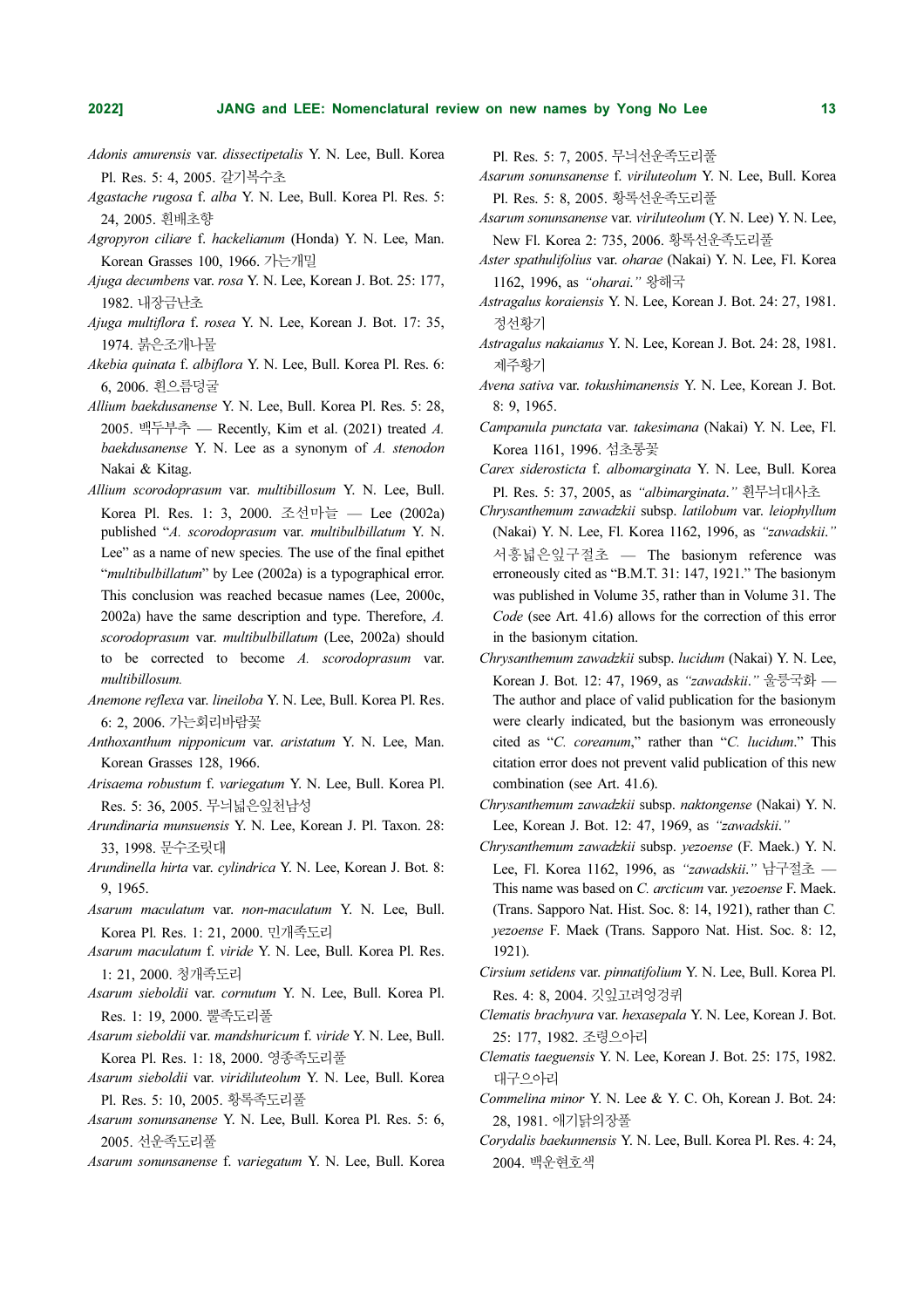*Adonis amurensis* var. *dissectipetalis* Y. N. Lee, Bull. Korea Pl. Res. 5: 4, 2005. 갈기복수초

*Agastache rugosa* f. *alba* Y. N. Lee, Bull. Korea Pl. Res. 5: 24, 2005. 흰배초향

*Agropyron ciliare* f. *hackelianum* (Honda) Y. N. Lee, Man. Korean Grasses 100, 1966. 가는개밀

*Ajuga decumbens* var. *rosa* Y. N. Lee, Korean J. Bot. 25: 177, 1982. 내장금난초

*Ajuga multiflora* f. *rosea* Y. N. Lee, Korean J. Bot. 17: 35, 1974. 붉은조개나물

*Akebia quinata* f. *albiflora* Y. N. Lee, Bull. Korea Pl. Res. 6: 6, 2006. 흰으름덩굴

*Allium baekdusanense* Y. N. Lee, Bull. Korea Pl. Res. 5: 28, 2005. 백두부추 — Recently, Kim et al. (2021) treated *A. baekdusanense* Y. N. Lee as a synonym of *A. stenodon* Nakai & Kitag.

*Allium scorodoprasum* var. *multibillosum* Y. N. Lee, Bull. Korea Pl. Res. 1: 3, 2000. 조선마늘 — Lee (2002a) published "*A. scorodoprasum* var. *multibulbillatum* Y. N. Lee" as a name of new species. The use of the final epithet "*multibulbillatum*" by Lee (2002a) is a typographical error. This conclusion was reached becasue names (Lee, 2000c, 2002a) have the same description and type. Therefore, *A. scorodoprasum* var. *multibulbillatum* (Lee, 2002a) should to be corrected to become *A. scorodoprasum* var. *multibillosum*.

*Anemone reflexa* var. *lineiloba* Y. N. Lee, Bull. Korea Pl. Res. 6: 2, 2006. 가는회리바람꽃

*Anthoxanthum nipponicum* var. *aristatum* Y. N. Lee, Man. Korean Grasses 128, 1966.

*Arisaema robustum* f. *variegatum* Y. N. Lee, Bull. Korea Pl. Res. 5: 36, 2005. 무늬넓은잎천남성

*Arundinaria munsuensis* Y. N. Lee, Korean J. Pl. Taxon. 28: 33, 1998. 문수조릿대

*Arundinella hirta* var. *cylindrica* Y. N. Lee, Korean J. Bot. 8: 9, 1965.

*Asarum maculatum* var. *non-maculatum* Y. N. Lee, Bull. Korea Pl. Res. 1: 21, 2000. 민개족도리

*Asarum maculatum* f. *viride* Y. N. Lee, Bull. Korea Pl. Res. 1: 21, 2000. 청개족도리

*Asarum sieboldii* var. *cornutum* Y. N. Lee, Bull. Korea Pl. Res. 1: 19, 2000. 뿔족도리풀

*Asarum sieboldii* var. *mandshuricum* f. *viride* Y. N. Lee, Bull. Korea Pl. Res. 1: 18, 2000. 영종족도리풀

*Asarum sieboldii* var. *viridiluteolum* Y. N. Lee, Bull. Korea Pl. Res. 5: 10, 2005. 황록족도리풀

*Asarum sonunsanense* Y. N. Lee, Bull. Korea Pl. Res. 5: 6, 2005. 선운족도리풀

*Asarum sonunsanense* f. *variegatum* Y. N. Lee, Bull. Korea Pl. Res. 5: 7, 2005. 무늬선운족도리풀

*Asarum sonunsanense* f. *viriluteolum* Y. N. Lee, Bull. Korea Pl. Res. 5: 8, 2005. 황록선운족도리풀

*Asarum sonunsanense* var. *viriluteolum* (Y. N. Lee) Y. N. Lee, New Fl. Korea 2: 735, 2006. 황록선운족도리풀

*Aster spathulifolius* var. *oharae* (Nakai) Y. N. Lee, Fl. Korea 1162, 1996, as *"oharai."* 왕해국

*Astragalus koraiensis* Y. N. Lee, Korean J. Bot. 24: 27, 1981. 정선황기

*Astragalus nakaianus* Y. N. Lee, Korean J. Bot. 24: 28, 1981. 제주황기

*Avena sativa* var. *tokushimanensis* Y. N. Lee, Korean J. Bot. 8: 9, 1965.

*Campanula punctata* var. *takesimana* (Nakai) Y. N. Lee, Fl. Korea 1161, 1996. 섬초롱꽃

*Carex siderosticta* f. *albomarginata* Y. N. Lee, Bull. Korea Pl. Res. 5: 37, 2005, as *"albimarginata."* 흰무늬대사초

*Chrysanthemum zawadzkii* subsp. *latilobum* var. *leiophyllum* (Nakai) Y. N. Lee, Fl. Korea 1162, 1996, as *"zawadskii."* 서흥넓은잎구절초 — The basionym reference was erroneously cited as "B.M.T. 31: 147, 1921." The basionym was published in Volume 35, rather than in Volume 31. The *Code* (see Art. 41.6) allows for the correction of this error in the basionym citation.

*Chrysanthemum zawadzkii* subsp. *lucidum* (Nakai) Y. N. Lee, Korean J. Bot. 12: 47, 1969, as *"zawadskii."* 울릉국화 — The author and place of valid publication for the basionym were clearly indicated, but the basionym was erroneously cited as "*C. coreanum*," rather than "*C. lucidum*." This citation error does not prevent valid publication of this new combination (see Art. 41.6).

*Chrysanthemum zawadzkii* subsp. *naktongense* (Nakai) Y. N. Lee, Korean J. Bot. 12: 47, 1969, as *"zawadskii."*

*Chrysanthemum zawadzkii* subsp. *yezoense* (F. Maek.) Y. N. Lee, Fl. Korea 1162, 1996, as *"zawadskii."* 남구절초 — This name was based on *C. arcticum* var. *yezoense* F. Maek. (Trans. Sapporo Nat. Hist. Soc. 8: 14, 1921), rather than *C. yezoense* F. Maek (Trans. Sapporo Nat. Hist. Soc. 8: 12, 1921).

*Cirsium setidens* var. *pinnatifolium* Y. N. Lee, Bull. Korea Pl. Res. 4: 8, 2004. 깃잎고려엉겅퀴

*Clematis brachyura* var. *hexasepala* Y. N. Lee, Korean J. Bot. 25: 177, 1982. 조령으아리

*Clematis taeguensis* Y. N. Lee, Korean J. Bot. 25: 175, 1982. 대구으아리

*Commelina minor* Y. N. Lee & Y. C. Oh, Korean J. Bot. 24: 28, 1981. 애기닭의장풀

*Corydalis baekunnensis* Y. N. Lee, Bull. Korea Pl. Res. 4: 24, 2004. 백운현호색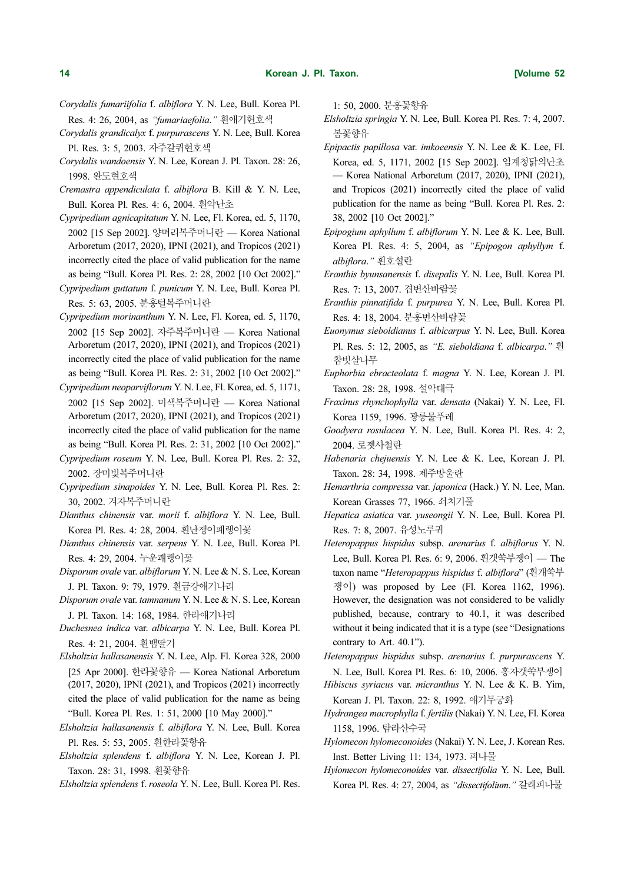*Corydalis fumariifolia* f. *albiflora* Y. N. Lee, Bull. Korea Pl. Res. 4: 26, 2004, as *"fumariaefolia."* 흰애기현호색

*Corydalis grandicalyx* f. *purpurascens* Y. N. Lee, Bull. Korea Pl. Res. 3: 5, 2003. 자주갈퀴현호색

*Corydalis wandoensis* Y. N. Lee, Korean J. Pl. Taxon. 28: 26, 1998. 완도현호색

*Cremastra appendiculata* f. *albiflora* B. Kill & Y. N. Lee, Bull. Korea Pl. Res. 4: 6, 2004. 흰약난초

*Cypripedium agnicapitatum* Y. N. Lee, Fl. Korea, ed. 5, 1170, 2002 [15 Sep 2002]. 양머리복주머니란 — Korea National Arboretum (2017, 2020), IPNI (2021), and Tropicos (2021) incorrectly cited the place of valid publication for the name as being "Bull. Korea Pl. Res. 2: 28, 2002 [10 Oct 2002]."

*Cypripedium guttatum* f. *punicum* Y. N. Lee, Bull. Korea Pl. Res. 5: 63, 2005. 분홍털복주머니란

*Cypripedium morinanthum* Y. N. Lee, Fl. Korea, ed. 5, 1170, 2002 [15 Sep 2002]. 자주복주머니란 — Korea National Arboretum (2017, 2020), IPNI (2021), and Tropicos (2021) incorrectly cited the place of valid publication for the name as being "Bull. Korea Pl. Res. 2: 31, 2002 [10 Oct 2002]."

*Cypripedium neoparviflorum* Y. N. Lee, Fl. Korea, ed. 5, 1171, 2002 [15 Sep 2002]. 미색복주머니란 — Korea National Arboretum (2017, 2020), IPNI (2021), and Tropicos (2021) incorrectly cited the place of valid publication for the name as being "Bull. Korea Pl. Res. 2: 31, 2002 [10 Oct 2002]."

*Cypripedium roseum* Y. N. Lee, Bull. Korea Pl. Res. 2: 32, 2002. 장미빛복주머니란

*Cypripedium sinapoides* Y. N. Lee, Bull. Korea Pl. Res. 2: 30, 2002. 겨자복주머니란

*Dianthus chinensis* var. *morii* f. *albiflora* Y. N. Lee, Bull. Korea Pl. Res. 4: 28, 2004. 흰난쟁이패랭이꽃

*Dianthus chinensis* var. *serpens* Y. N. Lee, Bull. Korea Pl. Res. 4: 29, 2004. 누운패랭이꽃

*Disporum ovale* var. *albiflorum* Y. N. Lee & N. S. Lee, Korean J. Pl. Taxon. 9: 79, 1979. 흰금강애기나리

*Disporum ovale* var. *tamnanum* Y. N. Lee & N. S. Lee, Korean J. Pl. Taxon. 14: 168, 1984. 한라애기나리

*Duchesnea indica* var. *albicarpa* Y. N. Lee, Bull. Korea Pl. Res. 4: 21, 2004. 흰뱀딸기

*Elsholtzia hallasanensis* Y. N. Lee, Alp. Fl. Korea 328, 2000 [25 Apr 2000]. 한라꽃향유 — Korea National Arboretum (2017, 2020), IPNI (2021), and Tropicos (2021) incorrectly cited the place of valid publication for the name as being "Bull. Korea Pl. Res. 1: 51, 2000 [10 May 2000]."

*Elsholtzia hallasanensis* f. *albiflora* Y. N. Lee, Bull. Korea Pl. Res. 5: 53, 2005. 흰한라꽃향유

*Elsholtzia splendens* f. *albiflora* Y. N. Lee, Korean J. Pl. Taxon. 28: 31, 1998. 흰꽃향유

*Elsholtzia splendens* f. *roseola* Y. N. Lee, Bull. Korea Pl. Res. 1: 50, 2000. 분홍꽃향유

*Elsholtzia springia* Y. N. Lee, Bull. Korea Pl. Res. 7: 4, 2007. 봄꽃향유

*Epipactis papillosa* var. *imkoeensis* Y. N. Lee & K. Lee, Fl. Korea, ed. 5, 1171, 2002 [15 Sep 2002]. 임계청닭의난초 — Korea National Arboretum (2017, 2020), IPNI (2021), and Tropicos (2021) incorrectly cited the place of valid publication for the name as being "Bull. Korea Pl. Res. 2: 38, 2002 [10 Oct 2002]."

*Epipogium aphyllum* f. *albiflorum* Y. N. Lee & K. Lee, Bull. Korea Pl. Res. 4: 5, 2004, as *"Epipogon aphyllym* f. *albiflora."* 흰호설란

*Eranthis byunsanensis* f. *disepalis* Y. N. Lee, Bull. Korea Pl. Res. 7: 13, 2007. 겹변산바람꽃

*Eranthis pinnatifida* f. *purpurea* Y. N. Lee, Bull. Korea Pl. Res. 4: 18, 2004. 분홍변산바람꽃

*Euonymus sieboldianus* f. *albicarpus* Y. N. Lee, Bull. Korea Pl. Res. 5: 12, 2005, as *"E. sieboldiana* f. *albicarpa."* 흰참빗살나무

*Euphorbia ebracteolata* f. *magna* Y. N. Lee, Korean J. Pl. Taxon. 28: 28, 1998. 설악대극

*Fraxinus rhynchophylla* var. *densata* (Nakai) Y. N. Lee, Fl. Korea 1159, 1996. 광릉물푸레

*Goodyera rosulacea* Y. N. Lee, Bull. Korea Pl. Res. 4: 2, 2004. 로젯사철란

*Habenaria chejuensis* Y. N. Lee & K. Lee, Korean J. Pl. Taxon. 28: 34, 1998. 제주방울란

*Hemarthria compressa* var. *japonica* (Hack.) Y. N. Lee, Man. Korean Grasses 77, 1966. 쇠치기풀

*Hepatica asiatica* var. *yuseongii* Y. N. Lee, Bull. Korea Pl. Res. 7: 8, 2007. 유성노루귀

*Heteropappus hispidus* subsp. *arenarius* f. *albiflorus* Y. N. Lee, Bull. Korea Pl. Res. 6: 9, 2006. 흰갯쑥부쟁이 — The taxon name "*Heteropappus hispidus* f. *albiflora*" (흰개쑥부쟁이) was proposed by Lee (Fl. Korea 1162, 1996). However, the designation was not considered to be validly published, because, contrary to 40.1, it was described without it being indicated that it is a type (see "Designations contrary to Art. 40.1").

*Heteropappus hispidus* subsp. *arenarius* f. *purpurascens* Y. N. Lee, Bull. Korea Pl. Res. 6: 10, 2006. 홍자갯쑥부쟁이

*Hibiscus syriacus* var. *micranthus* Y. N. Lee & K. B. Yim, Korean J. Pl. Taxon. 22: 8, 1992. 애기무궁화

*Hydrangea macrophylla* f. *fertilis* (Nakai) Y. N. Lee, Fl. Korea 1158, 1996. 탐라산수국

*Hylomecon hylomeconoides* (Nakai) Y. N. Lee, J. Korean Res. Inst. Better Living 11: 134, 1973. 피나물

*Hylomecon hylomeconoides* var. *dissectifolia* Y. N. Lee, Bull. Korea Pl. Res. 4: 27, 2004, as *"dissectifolium."* 갈래피나물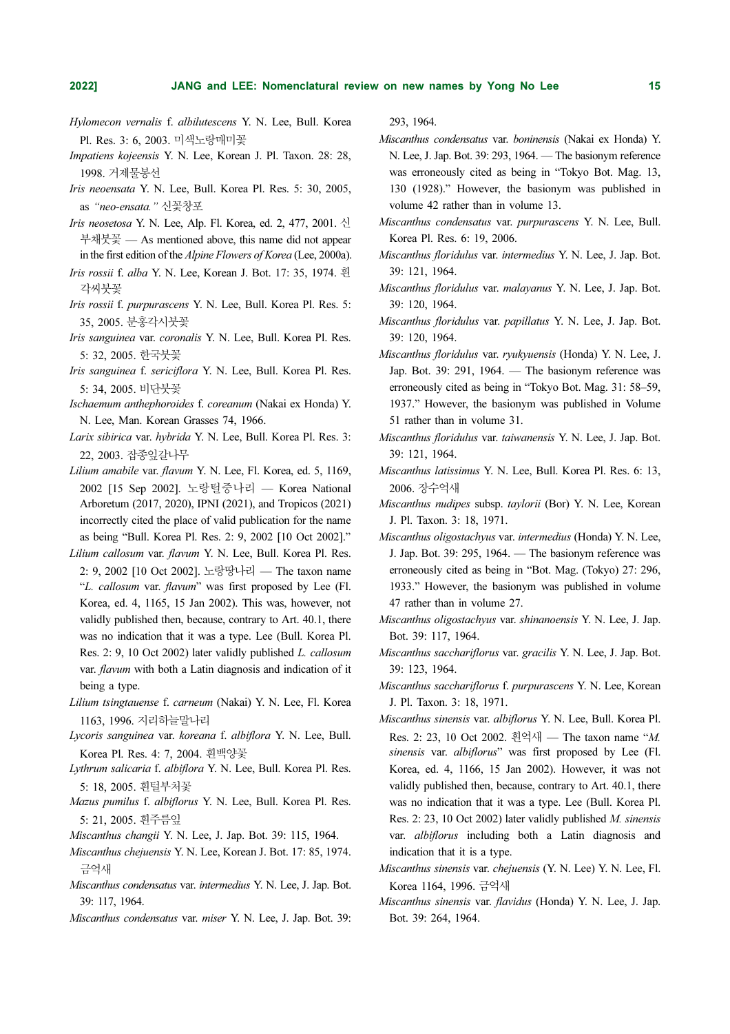*Hylomecon vernalis* f. *albilutescens* Y. N. Lee, Bull. Korea Pl. Res. 3: 6, 2003. 미색노랑매미꽃

*Impatiens kojeensis* Y. N. Lee, Korean J. Pl. Taxon. 28: 28, 1998. 거제물봉선

*Iris neoensata* Y. N. Lee, Bull. Korea Pl. Res. 5: 30, 2005, as *"neo-ensata."* 신꽃창포

*Iris neosetosa* Y. N. Lee, Alp. Fl. Korea, ed. 2, 477, 2001. 신부채붓꽃 — As mentioned above, this name did not appear in the first edition of the *Alpine Flowers of Korea* (Lee, 2000a).

*Iris rossii* f. *alba* Y. N. Lee, Korean J. Bot. 17: 35, 1974. 흰각씨붓꽃

*Iris rossii* f. *purpurascens* Y. N. Lee, Bull. Korea Pl. Res. 5: 35, 2005. 분홍각시붓꽃

*Iris sanguinea* var. *coronalis* Y. N. Lee, Bull. Korea Pl. Res. 5: 32, 2005. 한국붓꽃

*Iris sanguinea* f. *sericiflora* Y. N. Lee, Bull. Korea Pl. Res. 5: 34, 2005. 비단붓꽃

*Ischaemum anthephoroides* f. *coreanum* (Nakai ex Honda) Y. N. Lee, Man. Korean Grasses 74, 1966.

*Larix sibirica* var. *hybrida* Y. N. Lee, Bull. Korea Pl. Res. 3: 22, 2003. 잡종잎갈나무

*Lilium amabile* var. *flavum* Y. N. Lee, Fl. Korea, ed. 5, 1169, 2002 [15 Sep 2002]. 노랑털중나리 — Korea National Arboretum (2017, 2020), IPNI (2021), and Tropicos (2021) incorrectly cited the place of valid publication for the name as being "Bull. Korea Pl. Res. 2: 9, 2002 [10 Oct 2002]."

*Lilium callosum* var. *flavum* Y. N. Lee, Bull. Korea Pl. Res. 2: 9, 2002 [10 Oct 2002]. 노랑땅나리 — The taxon name "*L. callosum* var. *flavum*" was first proposed by Lee (Fl. Korea, ed. 4, 1165, 15 Jan 2002). This was, however, not validly published then, because, contrary to Art. 40.1, there was no indication that it was a type. Lee (Bull. Korea Pl. Res. 2: 9, 10 Oct 2002) later validly published *L. callosum* var. *flavum* with both a Latin diagnosis and indication of it being a type.

*Lilium tsingtauense* f. *carneum* (Nakai) Y. N. Lee, Fl. Korea 1163, 1996. 지리하늘말나리

*Lycoris sanguinea* var. *koreana* f. *albiflora* Y. N. Lee, Bull. Korea Pl. Res. 4: 7, 2004. 흰백양꽃

*Lythrum salicaria* f. *albiflora* Y. N. Lee, Bull. Korea Pl. Res. 5: 18, 2005. 흰털부처꽃

*Mazus pumilus* f. *albiflorus* Y. N. Lee, Bull. Korea Pl. Res. 5: 21, 2005. 흰주름잎

*Miscanthus changii* Y. N. Lee, J. Jap. Bot. 39: 115, 1964.

*Miscanthus chejuensis* Y. N. Lee, Korean J. Bot. 17: 85, 1974. 금억새

*Miscanthus condensatus* var. *intermedius* Y. N. Lee, J. Jap. Bot. 39: 117, 1964.

*Miscanthus condensatus* var. *miser* Y. N. Lee, J. Jap. Bot. 39: 293, 1964.

*Miscanthus condensatus* var. *boninensis* (Nakai ex Honda) Y. N. Lee, J. Jap. Bot. 39: 293, 1964. — The basionym reference was erroneously cited as being in "Tokyo Bot. Mag. 13, 130 (1928)." However, the basionym was published in volume 42 rather than in volume 13.

*Miscanthus condensatus* var. *purpurascens* Y. N. Lee, Bull. Korea Pl. Res. 6: 19, 2006.

*Miscanthus floridulus* var. *intermedius* Y. N. Lee, J. Jap. Bot. 39: 121, 1964.

*Miscanthus floridulus* var. *malayanus* Y. N. Lee, J. Jap. Bot. 39: 120, 1964.

*Miscanthus floridulus* var. *papillatus* Y. N. Lee, J. Jap. Bot. 39: 120, 1964.

*Miscanthus floridulus* var. *ryukyuensis* (Honda) Y. N. Lee, J. Jap. Bot. 39: 291, 1964. — The basionym reference was erroneously cited as being in "Tokyo Bot. Mag. 31: 58–59, 1937." However, the basionym was published in Volume 51 rather than in volume 31.

*Miscanthus floridulus* var. *taiwanensis* Y. N. Lee, J. Jap. Bot. 39: 121, 1964.

*Miscanthus latissimus* Y. N. Lee, Bull. Korea Pl. Res. 6: 13, 2006. 장수억새

*Miscanthus nudipes* subsp. *taylorii* (Bor) Y. N. Lee, Korean J. Pl. Taxon. 3: 18, 1971.

*Miscanthus oligostachyus* var. *intermedius* (Honda) Y. N. Lee, J. Jap. Bot. 39: 295, 1964. — The basionym reference was erroneously cited as being in "Bot. Mag. (Tokyo) 27: 296, 1933." However, the basionym was published in volume 47 rather than in volume 27.

*Miscanthus oligostachyus* var. *shinanoensis* Y. N. Lee, J. Jap. Bot. 39: 117, 1964.

*Miscanthus sacchariflorus* var. *gracilis* Y. N. Lee, J. Jap. Bot. 39: 123, 1964.

*Miscanthus sacchariflorus* f. *purpurascens* Y. N. Lee, Korean J. Pl. Taxon. 3: 18, 1971.

*Miscanthus sinensis* var. *albiflorus* Y. N. Lee, Bull. Korea Pl. Res. 2: 23, 10 Oct 2002. 흰억새 — The taxon name "*M. sinensis* var. *albiflorus*" was first proposed by Lee (Fl. Korea, ed. 4, 1166, 15 Jan 2002). However, it was not validly published then, because, contrary to Art. 40.1, there was no indication that it was a type. Lee (Bull. Korea Pl. Res. 2: 23, 10 Oct 2002) later validly published *M. sinensis* var. *albiflorus* including both a Latin diagnosis and indication that it is a type.

*Miscanthus sinensis* var. *chejuensis* (Y. N. Lee) Y. N. Lee, Fl. Korea 1164, 1996. 금억새

*Miscanthus sinensis* var. *flavidus* (Honda) Y. N. Lee, J. Jap. Bot. 39: 264, 1964.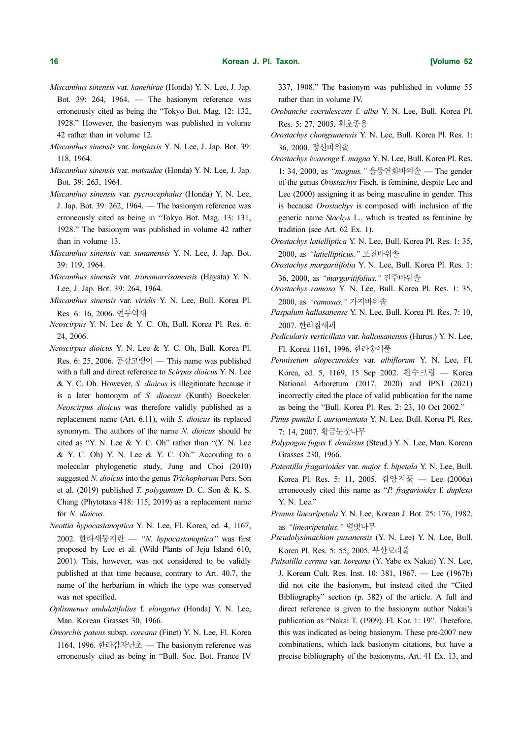*Miscanthus sinensis* var. *kanehirae* (Honda) Y. N. Lee, J. Jap. Bot. 39: 264, 1964. — The basionym reference was erroneously cited as being the "Tokyo Bot. Mag. 12: 132, 1928." However, the basionym was published in volume 42 rather than in volume 12.

*Miscanthus sinensis* var. *longiaxis* Y. N. Lee, J. Jap. Bot. 39: 118, 1964.

*Miscanthus sinensis* var. *matsudae* (Honda) Y. N. Lee, J. Jap. Bot. 39: 263, 1964.

*Miscanthus sinensis* var. *pycnocephalus* (Honda) Y. N. Lee, J. Jap. Bot. 39: 262, 1964. — The basionym reference was erroneously cited as being in "Tokyo Bot. Mag. 13: 131, 1928." The basionym was published in volume 42 rather than in volume 13.

*Miscanthus sinensis* var. *sunanensis* Y. N. Lee, J. Jap. Bot. 39: 119, 1964.

*Miscanthus sinensis* var. *transmorrisonensis* (Hayata) Y. N. Lee, J. Jap. Bot. 39: 264, 1964.

*Miscanthus sinensis* var. *viridis* Y. N. Lee, Bull. Korea Pl. Res. 6: 16, 2006. 연두억새

*Neoscirpus* Y. N. Lee & Y. C. Oh, Bull. Korea Pl. Res. 6: 24, 2006.

*Neoscirpus dioicus* Y. N. Lee & Y. C. Oh, Bull. Korea Pl. Res. 6: 25, 2006. 동강고랭이 — This name was published with a full and direct reference to *Scirpus dioicus* Y. N. Lee & Y. C. Oh. However, *S. dioicus* is illegitimate because it is a later homonym of *S. dioecus* (Kunth) Boeckeler. *Neoscirpus dioicus* was therefore validly published as a replacement name (Art. 6.11), with *S. dioicus* its replaced synonym. The authors of the name *N. dioicus* should be cited as "Y. N. Lee & Y. C. Oh" rather than "(Y. N. Lee & Y. C. Oh) Y. N. Lee & Y. C. Oh." According to a molecular phylogenetic study, Jung and Choi (2010) suggested *N. dioicus* into the genus *Trichophorum* Pers. Son et al. (2019) published *T. polygamum* D. C. Son & K. S. Chang (Phytotaxa 418: 115, 2019) as a replacement name for *N. dioicus*.

*Neottia hypocastanoptica* Y. N. Lee, Fl. Korea, ed. 4, 1167, 2002. 한라새둥지란 — *"N. hypocastanoptica"* was first proposed by Lee et al. (Wild Plants of Jeju Island 610, 2001). This, however, was not considered to be validly published at that time because, contrary to Art. 40.7, the name of the herbarium in which the type was conserved was not specified.

*Oplismenus undulatifolius* f. *elongatus* (Honda) Y. N. Lee, Man. Korean Grasses 30, 1966.

*Oreorchis patens* subsp. *coreana* (Finet) Y. N. Lee, Fl. Korea 1164, 1996. 한라감자난초 — The basionym reference was erroneously cited as being in "Bull. Soc. Bot. France IV 337, 1908." The basionym was published in volume 55 rather than in volume IV.

*Orobanche coerulescens* f. *alba* Y. N. Lee, Bull. Korea Pl. Res. 5: 27, 2005. 흰초종용

*Orostachys chongsunensis* Y. N. Lee, Bull. Korea Pl. Res. 1: 36, 2000. 정선바위솔

*Orostachys iwarenge* f. *magna* Y. N. Lee, Bull. Korea Pl. Res. 1: 34, 2000, as *"magnus."* 울릉연화바위솔 — The gender of the genus *Orostachys* Fisch. is feminine, despite Lee and Lee (2000) assigning it as being masculine in gender. This is because *Orostachys* is composed with inclusion of the generic name *Stachys* L., which is treated as feminine by tradition (see Art. 62 Ex. 1).

*Orostachys latielliptica* Y. N. Lee, Bull. Korea Pl. Res. 1: 35, 2000, as *"latiellipticus."* 포천바위솔

*Orostachys margaritifolia* Y. N. Lee, Bull. Korea Pl. Res. 1: 36, 2000, as *"margaritifolius."* 진주바위솔

*Orostachys ramosa* Y. N. Lee, Bull. Korea Pl. Res. 1: 35, 2000, as *"ramosus."* 가지바위솔

*Paspalum hallasanense* Y. N. Lee, Bull. Korea Pl. Res. 7: 10, 2007. 한라참새피

*Pedicularis verticillata* var. *hallaisanensis* (Hurus.) Y. N. Lee, Fl. Korea 1161, 1996. 한라송이풀

*Pennisetum alopecuroides* var. *albiflorum* Y. N. Lee, Fl. Korea, ed. 5, 1169, 15 Sep 2002. 흰수크령 — Korea National Arboretum (2017, 2020) and IPNI (2021) incorrectly cited the place of valid publication for the name as being the "Bull. Korea Pl. Res. 2: 23, 10 Oct 2002."

*Pinus pumila* f. *auriamentata* Y. N. Lee, Bull. Korea Pl. Res. 7: 14, 2007. 황금눈잣나무

*Polypogon fugax* f. *demissus* (Steud.) Y. N. Lee, Man. Korean Grasses 230, 1966.

*Potentilla fragarioides* var. *major* f. *bipetala* Y. N. Lee, Bull. Korea Pl. Res. 5: 11, 2005. 겹양지꽃 — Lee (2006a) erroneously cited this name as "*P. fragarioides* f. *duplexa* Y. N. Lee."

*Prunus linearipetala* Y. N. Lee, Korean J. Bot. 25: 176, 1982, as *"linearipetalus."* 별벚나무

*Pseudolysimachion pusanensis* (Y. N. Lee) Y. N. Lee, Bull. Korea Pl. Res. 5: 55, 2005. 부산꼬리풀

*Pulsatilla cernua* var. *koreana* (Y. Yabe ex Nakai) Y. N. Lee, J. Korean Cult. Res. Inst. 10: 381, 1967. — Lee (1967b) did not cite the basionym, but instead cited the "Cited Bibliography" section (p. 382) of the article. A full and direct reference is given to the basionym author Nakai's publication as "Nakai T. (1909): Fl. Kor. 1: 19". Therefore, this was indicated as being basionym. These pre-2007 new combinations, which lack basionym citations, but have a precise bibliography of the basionyms, Art. 41 Ex. 13, and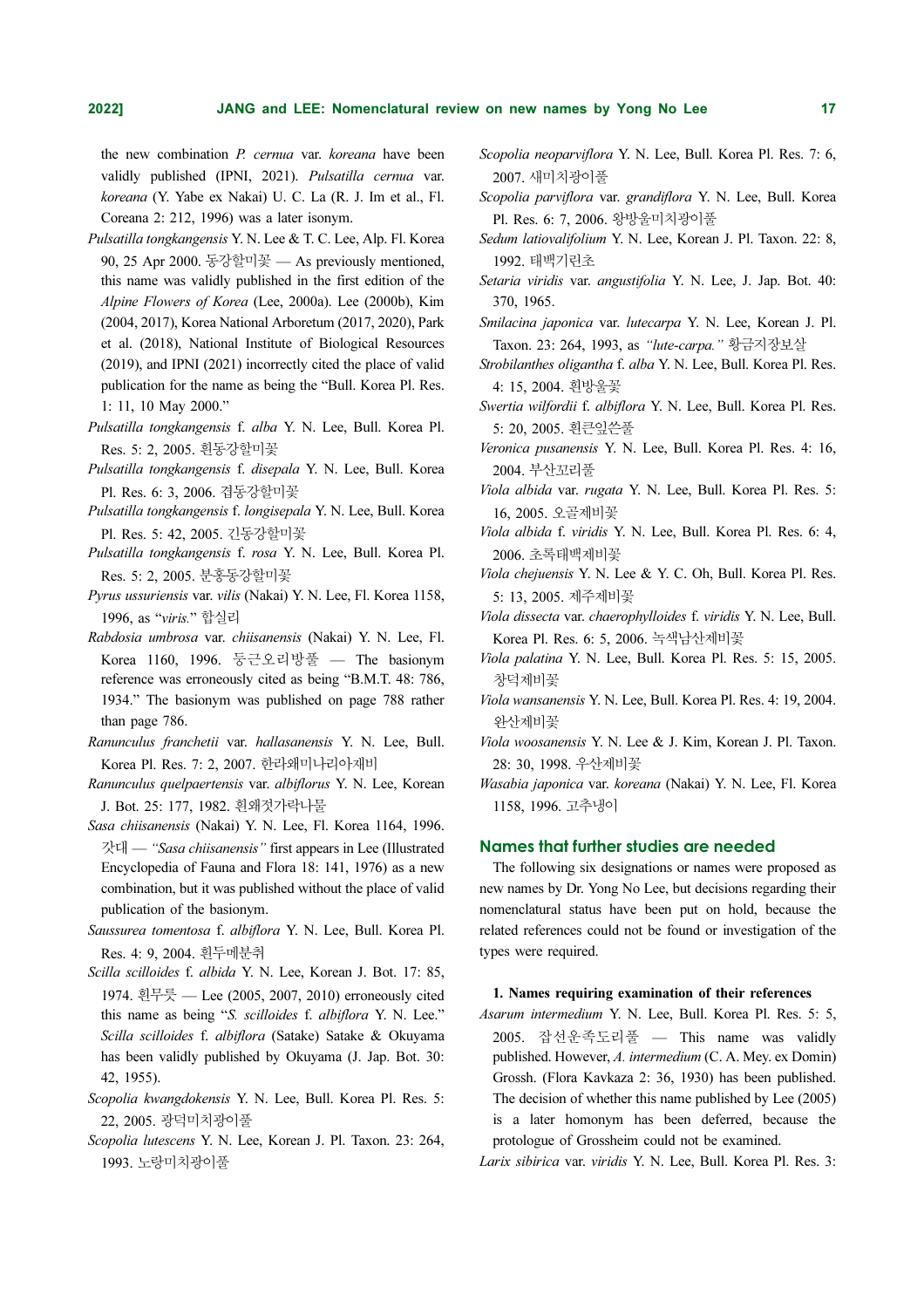the new combination *P. cernua* var. *koreana* have been validly published (IPNI, 2021). *Pulsatilla cernua* var. *koreana* (Y. Yabe ex Nakai) U. C. La (R. J. Im et al., Fl. Coreana 2: 212, 1996) was a later isonym.

*Pulsatilla tongkangensis* Y. N. Lee & T. C. Lee, Alp. Fl. Korea 90, 25 Apr 2000. 동강할미꽃 — As previously mentioned, this name was validly published in the first edition of the *Alpine Flowers of Korea* (Lee, 2000a). Lee (2000b), Kim (2004, 2017), Korea National Arboretum (2017, 2020), Park et al. (2018), National Institute of Biological Resources (2019), and IPNI (2021) incorrectly cited the place of valid publication for the name as being the "Bull. Korea Pl. Res. 1: 11, 10 May 2000."

*Pulsatilla tongkangensis* f. *alba* Y. N. Lee, Bull. Korea Pl. Res. 5: 2, 2005. 흰동강할미꽃

*Pulsatilla tongkangensis* f. *disepala* Y. N. Lee, Bull. Korea Pl. Res. 6: 3, 2006. 겹동강할미꽃

*Pulsatilla tongkangensis* f. *longisepala* Y. N. Lee, Bull. Korea Pl. Res. 5: 42, 2005. 긴동강할미꽃

*Pulsatilla tongkangensis* f. *rosa* Y. N. Lee, Bull. Korea Pl. Res. 5: 2, 2005. 분홍동강할미꽃

*Pyrus ussuriensis* var. *vilis* (Nakai) Y. N. Lee, Fl. Korea 1158, 1996, as "*viris.*" 합실리

*Rabdosia umbrosa* var. *chiisanensis* (Nakai) Y. N. Lee, Fl. Korea 1160, 1996. 둥근오리방풀 — The basionym reference was erroneously cited as being "B.M.T. 48: 786, 1934." The basionym was published on page 788 rather than page 786.

*Ranunculus franchetii* var. *hallasanensis* Y. N. Lee, Bull. Korea Pl. Res. 7: 2, 2007. 한라왜미나리아재비

*Ranunculus quelpaertensis* var. *albiflorus* Y. N. Lee, Korean J. Bot. 25: 177, 1982. 흰왜젓가락나물

*Sasa chiisanensis* (Nakai) Y. N. Lee, Fl. Korea 1164, 1996. 갓대 — *"Sasa chiisanensis"* first appears in Lee (Illustrated Encyclopedia of Fauna and Flora 18: 141, 1976) as a new combination, but it was published without the place of valid publication of the basionym.

*Saussurea tomentosa* f. *albiflora* Y. N. Lee, Bull. Korea Pl. Res. 4: 9, 2004. 흰두메분취

*Scilla scilloides* f. *albida* Y. N. Lee, Korean J. Bot. 17: 85, 1974. 흰무릇 — Lee (2005, 2007, 2010) erroneously cited this name as being "*S. scilloides* f. *albiflora* Y. N. Lee." *Scilla scilloides* f. *albiflora* (Satake) Satake & Okuyama has been validly published by Okuyama (J. Jap. Bot. 30: 42, 1955).

*Scopolia kwangdokensis* Y. N. Lee, Bull. Korea Pl. Res. 5: 22, 2005. 광덕미치광이풀

*Scopolia lutescens* Y. N. Lee, Korean J. Pl. Taxon. 23: 264, 1993. 노랑미치광이풀

*Scopolia neoparviflora* Y. N. Lee, Bull. Korea Pl. Res. 7: 6, 2007. 새미치광이풀

*Scopolia parviflora* var. *grandiflora* Y. N. Lee, Bull. Korea Pl. Res. 6: 7, 2006. 왕방울미치광이풀

*Sedum latiovalifolium* Y. N. Lee, Korean J. Pl. Taxon. 22: 8, 1992. 태백기린초

*Setaria viridis* var. *angustifolia* Y. N. Lee, J. Jap. Bot. 40: 370, 1965.

*Smilacina japonica* var. *lutecarpa* Y. N. Lee, Korean J. Pl. Taxon. 23: 264, 1993, as *"lute-carpa."* 황금지장보살

*Strobilanthes oligantha* f. *alba* Y. N. Lee, Bull. Korea Pl. Res. 4: 15, 2004. 흰방울꽃

*Swertia wilfordii* f. *albiflora* Y. N. Lee, Bull. Korea Pl. Res. 5: 20, 2005. 흰큰잎쓴풀

*Veronica pusanensis* Y. N. Lee, Bull. Korea Pl. Res. 4: 16, 2004. 부산꼬리풀

*Viola albida* var. *rugata* Y. N. Lee, Bull. Korea Pl. Res. 5: 16, 2005. 오골제비꽃

*Viola albida* f. *viridis* Y. N. Lee, Bull. Korea Pl. Res. 6: 4, 2006. 초록태백제비꽃

*Viola chejuensis* Y. N. Lee & Y. C. Oh, Bull. Korea Pl. Res. 5: 13, 2005. 제주제비꽃

*Viola dissecta* var. *chaerophylloides* f. *viridis* Y. N. Lee, Bull. Korea Pl. Res. 6: 5, 2006. 녹색남산제비꽃

*Viola palatina* Y. N. Lee, Bull. Korea Pl. Res. 5: 15, 2005. 창덕제비꽃

*Viola wansanensis* Y. N. Lee, Bull. Korea Pl. Res. 4: 19, 2004. 완산제비꽃

*Viola woosanensis* Y. N. Lee & J. Kim, Korean J. Pl. Taxon. 28: 30, 1998. 우산제비꽃

*Wasabia japonica* var. *koreana* (Nakai) Y. N. Lee, Fl. Korea 1158, 1996. 고추냉이

## Names that further studies are needed

The following six designations or names were proposed as new names by Dr. Yong No Lee, but decisions regarding their nomenclatural status have been put on hold, because the related references could not be found or investigation of the types were required.

**1. Names requiring examination of their references**

*Asarum intermedium* Y. N. Lee, Bull. Korea Pl. Res. 5: 5, 2005. 잡선운족도리풀 — This name was validly published. However, *A. intermedium* (C. A. Mey. ex Domin) Grossh. (Flora Kavkaza 2: 36, 1930) has been published. The decision of whether this name published by Lee (2005) is a later homonym has been deferred, because the protologue of Grossheim could not be examined.

*Larix sibirica* var. *viridis* Y. N. Lee, Bull. Korea Pl. Res. 3: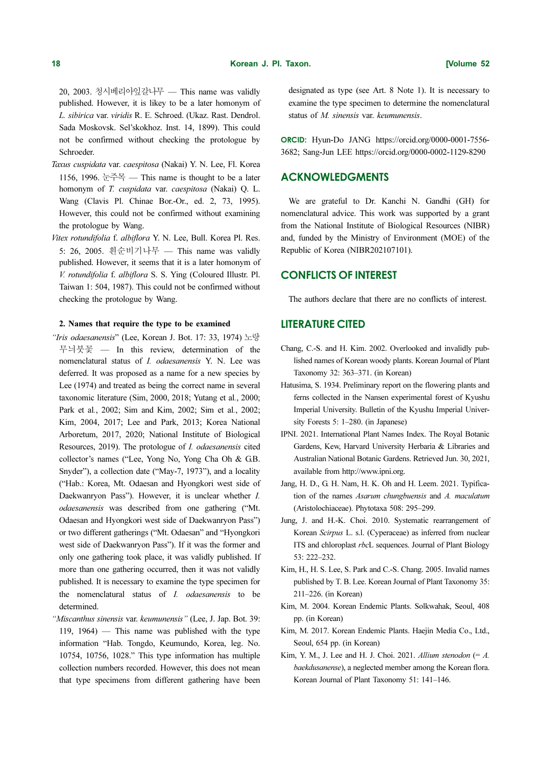20, 2003. 청시베리아잎갈나무 — This name was validly published. However, it is likey to be a later homonym of *L. sibirica* var. *viridis* R. E. Schroed. (Ukaz. Rast. Dendrol. Sada Moskovsk. Sel'skokhoz. Inst. 14, 1899). This could not be confirmed without checking the protologue by Schroeder.

*Taxus cuspidata* var. *caespitosa* (Nakai) Y. N. Lee, Fl. Korea 1156, 1996. 눈주목 — This name is thought to be a later homonym of *T. cuspidata* var. *caespitosa* (Nakai) Q. L. Wang (Clavis Pl. Chinae Bor.-Or., ed. 2, 73, 1995). However, this could not be confirmed without examining the protologue by Wang.

*Vitex rotundifolia* f. *albiflora* Y. N. Lee, Bull. Korea Pl. Res. 5: 26, 2005. 흰순비기나무 — This name was validly published. However, it seems that it is a later homonym of *V. rotundifolia* f. *albiflora* S. S. Ying (Coloured Illustr. Pl. Taiwan 1: 504, 1987). This could not be confirmed without checking the protologue by Wang.

**2. Names that require the type to be examined**

*"Iris odaesanensis*" (Lee, Korean J. Bot. 17: 33, 1974) 노랑무늬붓꽃 — In this review, determination of the nomenclatural status of *I. odaesanensis* Y. N. Lee was deferred. It was proposed as a name for a new species by Lee (1974) and treated as being the correct name in several taxonomic literature (Sim, 2000, 2018; Yutang et al., 2000; Park et al., 2002; Sim and Kim, 2002; Sim et al., 2002; Kim, 2004, 2017; Lee and Park, 2013; Korea National Arboretum, 2017, 2020; National Institute of Biological Resources, 2019). The protologue of *I. odaesanensis* cited collector's names ("Lee, Yong No, Yong Cha Oh & G.B. Snyder"), a collection date ("May-7, 1973"), and a locality ("Hab.: Korea, Mt. Odaesan and Hyongkori west side of Daekwanryon Pass"). However, it is unclear whether *I. odaesanensis* was described from one gathering ("Mt. Odaesan and Hyongkori west side of Daekwanryon Pass") or two different gatherings ("Mt. Odaesan" and "Hyongkori west side of Daekwanryon Pass"). If it was the former and only one gathering took place, it was validly published. If more than one gathering occurred, then it was not validly published. It is necessary to examine the type specimen for the nomenclatural status of *I. odaesanensis* to be determined.

*"Miscanthus sinensis* var. *keumunensis"* (Lee, J. Jap. Bot. 39: 119, 1964) — This name was published with the type information "Hab. Tongdo, Keumundo, Korea, leg. No. 10754, 10756, 1028." This type information has multiple collection numbers recorded. However, this does not mean that type specimens from different gathering have been designated as type (see Art. 8 Note 1). It is necessary to examine the type specimen to determine the nomenclatural status of *M. sinensis* var. *keumunensis*.

**ORCID:** Hyun-Do JANG https://orcid.org/0000-0001-7556-3682; Sang-Jun LEE https://orcid.org/0000-0002-1129-8290

## ACKNOWLEDGMENTS

We are grateful to Dr. Kanchi N. Gandhi (GH) for nomenclatural advice. This work was supported by a grant from the National Institute of Biological Resources (NIBR) and, funded by the Ministry of Environment (MOE) of the Republic of Korea (NIBR202107101).

## CONFLICTS OF INTEREST

The authors declare that there are no conflicts of interest.

## LITERATURE CITED

Chang, C.-S. and H. Kim. 2002. Overlooked and invalidly published names of Korean woody plants. Korean Journal of Plant Taxonomy 32: 363–371. (in Korean)

Hatusima, S. 1934. Preliminary report on the flowering plants and ferns collected in the Nansen experimental forest of Kyushu Imperial University. Bulletin of the Kyushu Imperial University Forests 5: 1–280. (in Japanese)

IPNI. 2021. International Plant Names Index. The Royal Botanic Gardens, Kew, Harvard University Herbaria & Libraries and Australian National Botanic Gardens. Retrieved Jun. 30, 2021, available from http://www.ipni.org.

Jang, H. D., G. H. Nam, H. K. Oh and H. Leem. 2021. Typification of the names *Asarum chungbuensis* and *A. maculatum* (Aristolochiaceae). Phytotaxa 508: 295–299.

Jung, J. and H.-K. Choi. 2010. Systematic rearrangement of Korean *Scirpus* L. s.l. (Cyperaceae) as inferred from nuclear ITS and chloroplast *rbc*L sequences. Journal of Plant Biology 53: 222–232.

Kim, H., H. S. Lee, S. Park and C.-S. Chang. 2005. Invalid names published by T. B. Lee. Korean Journal of Plant Taxonomy 35: 211–226. (in Korean)

Kim, M. 2004. Korean Endemic Plants. Solkwahak, Seoul, 408 pp. (in Korean)

Kim, M. 2017. Korean Endemic Plants. Haejin Media Co., Ltd., Seoul, 654 pp. (in Korean)

Kim, Y. M., J. Lee and H. J. Choi. 2021. *Allium stenodon* (= *A. baekdusanense*), a neglected member among the Korean flora. Korean Journal of Plant Taxonomy 51: 141–146.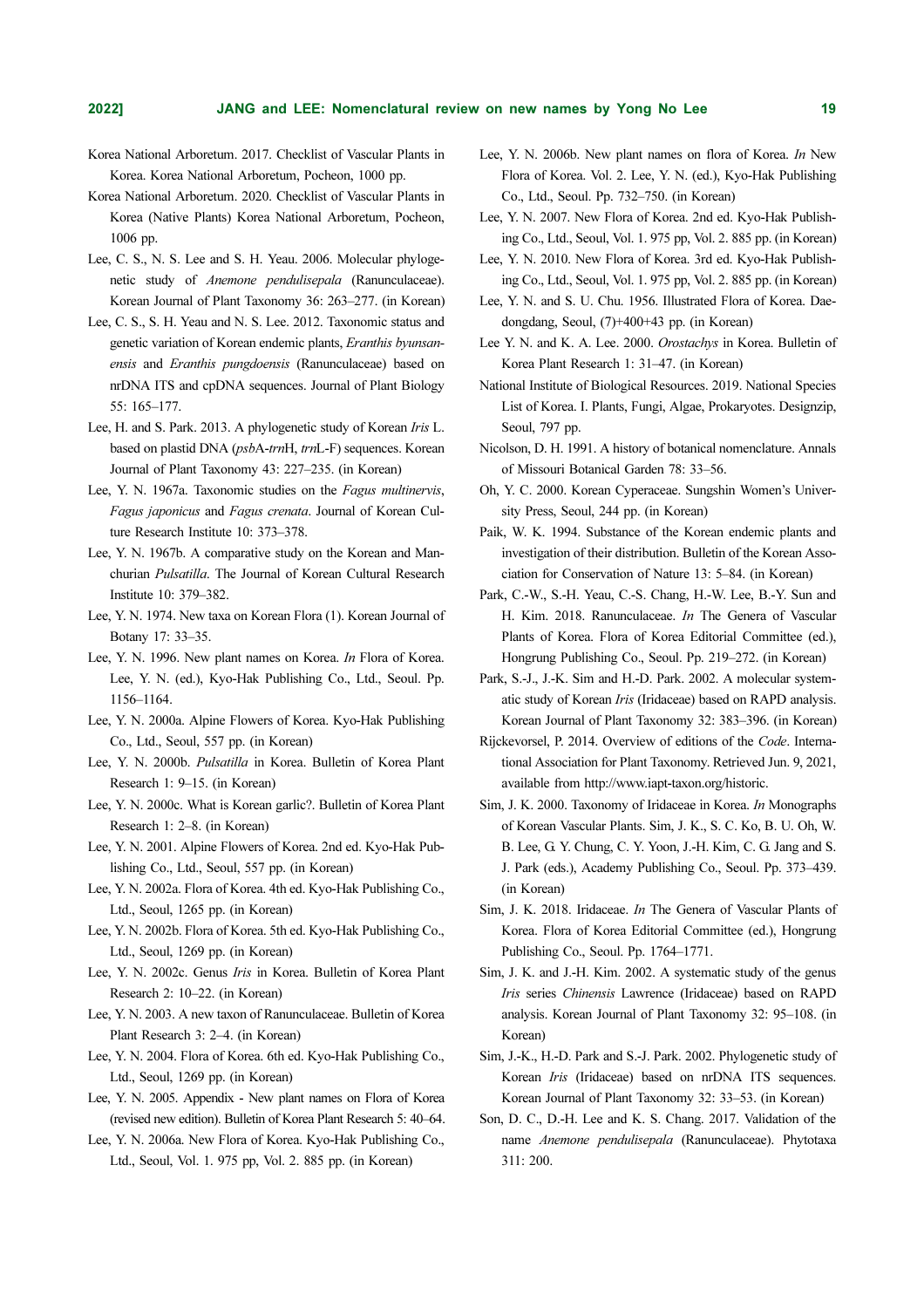Korea National Arboretum. 2017. Checklist of Vascular Plants in Korea. Korea National Arboretum, Pocheon, 1000 pp.

Korea National Arboretum. 2020. Checklist of Vascular Plants in Korea (Native Plants) Korea National Arboretum, Pocheon, 1006 pp.

Lee, C. S., N. S. Lee and S. H. Yeau. 2006. Molecular phylogenetic study of *Anemone pendulisepala* (Ranunculaceae). Korean Journal of Plant Taxonomy 36: 263–277. (in Korean)

Lee, C. S., S. H. Yeau and N. S. Lee. 2012. Taxonomic status and genetic variation of Korean endemic plants, *Eranthis byunsanensis* and *Eranthis pungdoensis* (Ranunculaceae) based on nrDNA ITS and cpDNA sequences. Journal of Plant Biology 55: 165–177.

Lee, H. and S. Park. 2013. A phylogenetic study of Korean *Iris* L. based on plastid DNA (*psb*A-*trn*H, *trn*L-F) sequences. Korean Journal of Plant Taxonomy 43: 227–235. (in Korean)

Lee, Y. N. 1967a. Taxonomic studies on the *Fagus multinervis*, *Fagus japonicus* and *Fagus crenata*. Journal of Korean Culture Research Institute 10: 373–378.

Lee, Y. N. 1967b. A comparative study on the Korean and Manchurian *Pulsatilla*. The Journal of Korean Cultural Research Institute 10: 379–382.

Lee, Y. N. 1974. New taxa on Korean Flora (1). Korean Journal of Botany 17: 33–35.

Lee, Y. N. 1996. New plant names on Korea. *In* Flora of Korea. Lee, Y. N. (ed.), Kyo-Hak Publishing Co., Ltd., Seoul. Pp. 1156–1164.

Lee, Y. N. 2000a. Alpine Flowers of Korea. Kyo-Hak Publishing Co., Ltd., Seoul, 557 pp. (in Korean)

Lee, Y. N. 2000b. *Pulsatilla* in Korea. Bulletin of Korea Plant Research 1: 9–15. (in Korean)

Lee, Y. N. 2000c. What is Korean garlic?. Bulletin of Korea Plant Research 1: 2–8. (in Korean)

Lee, Y. N. 2001. Alpine Flowers of Korea. 2nd ed. Kyo-Hak Publishing Co., Ltd., Seoul, 557 pp. (in Korean)

Lee, Y. N. 2002a. Flora of Korea. 4th ed. Kyo-Hak Publishing Co., Ltd., Seoul, 1265 pp. (in Korean)

Lee, Y. N. 2002b. Flora of Korea. 5th ed. Kyo-Hak Publishing Co., Ltd., Seoul, 1269 pp. (in Korean)

Lee, Y. N. 2002c. Genus *Iris* in Korea. Bulletin of Korea Plant Research 2: 10–22. (in Korean)

Lee, Y. N. 2003. A new taxon of Ranunculaceae. Bulletin of Korea Plant Research 3: 2–4. (in Korean)

Lee, Y. N. 2004. Flora of Korea. 6th ed. Kyo-Hak Publishing Co., Ltd., Seoul, 1269 pp. (in Korean)

Lee, Y. N. 2005. Appendix - New plant names on Flora of Korea (revised new edition). Bulletin of Korea Plant Research 5: 40–64.

Lee, Y. N. 2006a. New Flora of Korea. Kyo-Hak Publishing Co., Ltd., Seoul, Vol. 1. 975 pp, Vol. 2. 885 pp. (in Korean)

Lee, Y. N. 2006b. New plant names on flora of Korea. *In* New Flora of Korea. Vol. 2. Lee, Y. N. (ed.), Kyo-Hak Publishing Co., Ltd., Seoul. Pp. 732–750. (in Korean)

Lee, Y. N. 2007. New Flora of Korea. 2nd ed. Kyo-Hak Publishing Co., Ltd., Seoul, Vol. 1. 975 pp, Vol. 2. 885 pp. (in Korean)

Lee, Y. N. 2010. New Flora of Korea. 3rd ed. Kyo-Hak Publishing Co., Ltd., Seoul, Vol. 1. 975 pp, Vol. 2. 885 pp. (in Korean)

Lee, Y. N. and S. U. Chu. 1956. Illustrated Flora of Korea. Daedongdang, Seoul, (7)+400+43 pp. (in Korean)

Lee Y. N. and K. A. Lee. 2000. *Orostachys* in Korea. Bulletin of Korea Plant Research 1: 31–47. (in Korean)

National Institute of Biological Resources. 2019. National Species List of Korea. I. Plants, Fungi, Algae, Prokaryotes. Designzip, Seoul, 797 pp.

Nicolson, D. H. 1991. A history of botanical nomenclature. Annals of Missouri Botanical Garden 78: 33–56.

Oh, Y. C. 2000. Korean Cyperaceae. Sungshin Women's University Press, Seoul, 244 pp. (in Korean)

Paik, W. K. 1994. Substance of the Korean endemic plants and investigation of their distribution. Bulletin of the Korean Association for Conservation of Nature 13: 5–84. (in Korean)

Park, C.-W., S.-H. Yeau, C.-S. Chang, H.-W. Lee, B.-Y. Sun and H. Kim. 2018. Ranunculaceae. *In* The Genera of Vascular Plants of Korea. Flora of Korea Editorial Committee (ed.), Hongrung Publishing Co., Seoul. Pp. 219–272. (in Korean)

Park, S.-J., J.-K. Sim and H.-D. Park. 2002. A molecular systematic study of Korean *Iris* (Iridaceae) based on RAPD analysis. Korean Journal of Plant Taxonomy 32: 383–396. (in Korean)

Rijckevorsel, P. 2014. Overview of editions of the *Code*. International Association for Plant Taxonomy. Retrieved Jun. 9, 2021, available from http://www.iapt-taxon.org/historic.

Sim, J. K. 2000. Taxonomy of Iridaceae in Korea. *In* Monographs of Korean Vascular Plants. Sim, J. K., S. C. Ko, B. U. Oh, W. B. Lee, G. Y. Chung, C. Y. Yoon, J.-H. Kim, C. G. Jang and S. J. Park (eds.), Academy Publishing Co., Seoul. Pp. 373–439. (in Korean)

Sim, J. K. 2018. Iridaceae. *In* The Genera of Vascular Plants of Korea. Flora of Korea Editorial Committee (ed.), Hongrung Publishing Co., Seoul. Pp. 1764–1771.

Sim, J. K. and J.-H. Kim. 2002. A systematic study of the genus *Iris* series *Chinensis* Lawrence (Iridaceae) based on RAPD analysis. Korean Journal of Plant Taxonomy 32: 95–108. (in Korean)

Sim, J.-K., H.-D. Park and S.-J. Park. 2002. Phylogenetic study of Korean *Iris* (Iridaceae) based on nrDNA ITS sequences. Korean Journal of Plant Taxonomy 32: 33–53. (in Korean)

Son, D. C., D.-H. Lee and K. S. Chang. 2017. Validation of the name *Anemone pendulisepala* (Ranunculaceae). Phytotaxa 311: 200.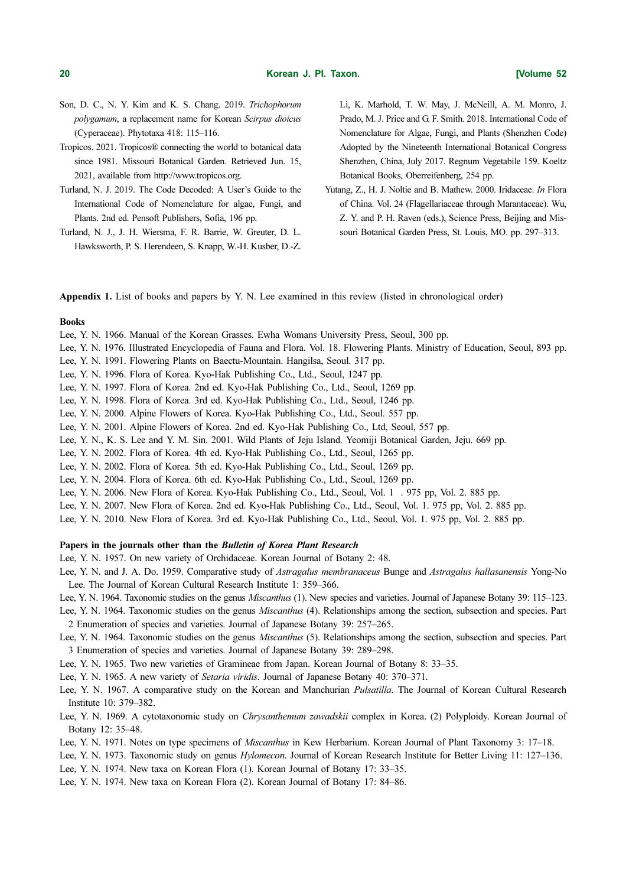Son, D. C., N. Y. Kim and K. S. Chang. 2019. *Trichophorum polygamum*, a replacement name for Korean *Scirpus dioicus* (Cyperaceae). Phytotaxa 418: 115–116.

Tropicos. 2021. Tropicos® connecting the world to botanical data since 1981. Missouri Botanical Garden. Retrieved Jun. 15, 2021, available from http://www.tropicos.org.

Turland, N. J. 2019. The Code Decoded: A User's Guide to the International Code of Nomenclature for algae, Fungi, and Plants. 2nd ed. Pensoft Publishers, Sofia, 196 pp.

Turland, N. J., J. H. Wiersma, F. R. Barrie, W. Greuter, D. L. Hawksworth, P. S. Herendeen, S. Knapp, W.-H. Kusber, D.-Z. Li, K. Marhold, T. W. May, J. McNeill, A. M. Monro, J. Prado, M. J. Price and G. F. Smith. 2018. International Code of Nomenclature for Algae, Fungi, and Plants (Shenzhen Code) Adopted by the Nineteenth International Botanical Congress Shenzhen, China, July 2017. Regnum Vegetabile 159. Koeltz Botanical Books, Oberreifenberg, 254 pp.

Yutang, Z., H. J. Noltie and B. Mathew. 2000. Iridaceae. *In* Flora of China. Vol. 24 (Flagellariaceae through Marantaceae). Wu, Z. Y. and P. H. Raven (eds.), Science Press, Beijing and Missouri Botanical Garden Press, St. Louis, MO. pp. 297–313.

**Appendix 1.** List of books and papers by Y. N. Lee examined in this review (listed in chronological order)

**Books**

Lee, Y. N. 1966. Manual of the Korean Grasses. Ewha Womans University Press, Seoul, 300 pp.

Lee, Y. N. 1976. Illustrated Encyclopedia of Fauna and Flora. Vol. 18. Flowering Plants. Ministry of Education, Seoul, 893 pp.

Lee, Y. N. 1991. Flowering Plants on Baectu-Mountain. Hangilsa, Seoul. 317 pp.

Lee, Y. N. 1996. Flora of Korea. Kyo-Hak Publishing Co., Ltd., Seoul, 1247 pp.

Lee, Y. N. 1997. Flora of Korea. 2nd ed. Kyo-Hak Publishing Co., Ltd., Seoul, 1269 pp.

Lee, Y. N. 1998. Flora of Korea. 3rd ed. Kyo-Hak Publishing Co., Ltd., Seoul, 1246 pp.

Lee, Y. N. 2000. Alpine Flowers of Korea. Kyo-Hak Publishing Co., Ltd., Seoul. 557 pp.

Lee, Y. N. 2001. Alpine Flowers of Korea. 2nd ed. Kyo-Hak Publishing Co., Ltd, Seoul, 557 pp.

Lee, Y. N., K. S. Lee and Y. M. Sin. 2001. Wild Plants of Jeju Island. Yeomiji Botanical Garden, Jeju. 669 pp.

Lee, Y. N. 2002. Flora of Korea. 4th ed. Kyo-Hak Publishing Co., Ltd., Seoul, 1265 pp.

Lee, Y. N. 2002. Flora of Korea. 5th ed. Kyo-Hak Publishing Co., Ltd., Seoul, 1269 pp.

Lee, Y. N. 2004. Flora of Korea. 6th ed. Kyo-Hak Publishing Co., Ltd., Seoul, 1269 pp.

Lee, Y. N. 2006. New Flora of Korea. Kyo-Hak Publishing Co., Ltd., Seoul, Vol. 1 . 975 pp, Vol. 2. 885 pp.

Lee, Y. N. 2007. New Flora of Korea. 2nd ed. Kyo-Hak Publishing Co., Ltd., Seoul, Vol. 1. 975 pp, Vol. 2. 885 pp.

Lee, Y. N. 2010. New Flora of Korea. 3rd ed. Kyo-Hak Publishing Co., Ltd., Seoul, Vol. 1. 975 pp, Vol. 2. 885 pp.

**Papers in the journals other than the *Bulletin of Korea Plant Research***

Lee, Y. N. 1957. On new variety of Orchidaceae. Korean Journal of Botany 2: 48.

Lee, Y. N. and J. A. Do. 1959. Comparative study of *Astragalus membranaceus* Bunge and *Astragalus hallasanensis* Yong-No Lee. The Journal of Korean Cultural Research Institute 1: 359–366.

Lee, Y. N. 1964. Taxonomic studies on the genus *Miscanthus* (1). New species and varieties. Journal of Japanese Botany 39: 115–123.

Lee, Y. N. 1964. Taxonomic studies on the genus *Miscanthus* (4). Relationships among the section, subsection and species. Part 2 Enumeration of species and varieties. Journal of Japanese Botany 39: 257–265.

Lee, Y. N. 1964. Taxonomic studies on the genus *Miscanthus* (5). Relationships among the section, subsection and species. Part 3 Enumeration of species and varieties. Journal of Japanese Botany 39: 289–298.

Lee, Y. N. 1965. Two new varieties of Gramineae from Japan. Korean Journal of Botany 8: 33–35.

Lee, Y. N. 1965. A new variety of *Setaria viridis*. Journal of Japanese Botany 40: 370–371.

Lee, Y. N. 1967. A comparative study on the Korean and Manchurian *Pulsatilla*. The Journal of Korean Cultural Research Institute 10: 379–382.

Lee, Y. N. 1969. A cytotaxonomic study on *Chrysanthemum zawadskii* complex in Korea. (2) Polyploidy. Korean Journal of Botany 12: 35–48.

Lee, Y. N. 1971. Notes on type specimens of *Miscanthus* in Kew Herbarium. Korean Journal of Plant Taxonomy 3: 17–18.

Lee, Y. N. 1973. Taxonomic study on genus *Hylomecon*. Journal of Korean Research Institute for Better Living 11: 127–136.

Lee, Y. N. 1974. New taxa on Korean Flora (1). Korean Journal of Botany 17: 33–35.

Lee, Y. N. 1974. New taxa on Korean Flora (2). Korean Journal of Botany 17: 84–86.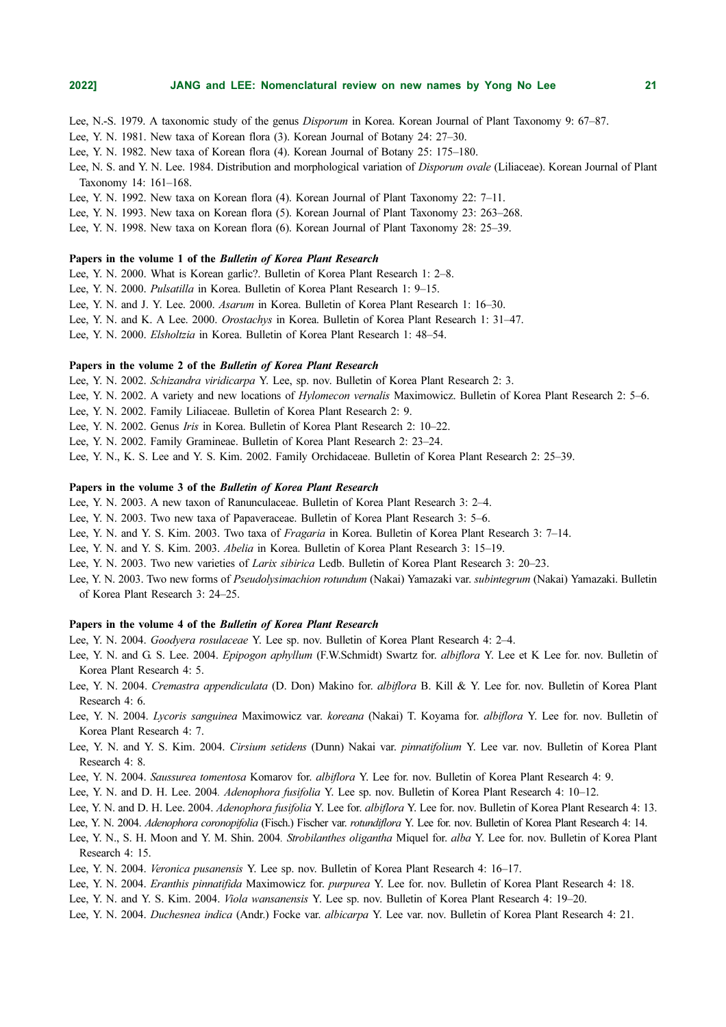Lee, N.-S. 1979. A taxonomic study of the genus *Disporum* in Korea. Korean Journal of Plant Taxonomy 9: 67–87.

Lee, Y. N. 1981. New taxa of Korean flora (3). Korean Journal of Botany 24: 27–30.

Lee, Y. N. 1982. New taxa of Korean flora (4). Korean Journal of Botany 25: 175–180.

Lee, N. S. and Y. N. Lee. 1984. Distribution and morphological variation of *Disporum ovale* (Liliaceae). Korean Journal of Plant Taxonomy 14: 161–168.

Lee, Y. N. 1992. New taxa on Korean flora (4). Korean Journal of Plant Taxonomy 22: 7–11.

Lee, Y. N. 1993. New taxa on Korean flora (5). Korean Journal of Plant Taxonomy 23: 263–268.

Lee, Y. N. 1998. New taxa on Korean flora (6). Korean Journal of Plant Taxonomy 28: 25–39.

**Papers in the volume 1 of the *Bulletin of Korea Plant Research***

Lee, Y. N. 2000. What is Korean garlic?. Bulletin of Korea Plant Research 1: 2–8.

Lee, Y. N. 2000. *Pulsatilla* in Korea. Bulletin of Korea Plant Research 1: 9–15.

Lee, Y. N. and J. Y. Lee. 2000. *Asarum* in Korea. Bulletin of Korea Plant Research 1: 16–30.

Lee, Y. N. and K. A Lee. 2000. *Orostachys* in Korea. Bulletin of Korea Plant Research 1: 31–47.

Lee, Y. N. 2000. *Elsholtzia* in Korea. Bulletin of Korea Plant Research 1: 48–54.

**Papers in the volume 2 of the *Bulletin of Korea Plant Research***

Lee, Y. N. 2002. *Schizandra viridicarpa* Y. Lee, sp. nov. Bulletin of Korea Plant Research 2: 3.

Lee, Y. N. 2002. A variety and new locations of *Hylomecon vernalis* Maximowicz. Bulletin of Korea Plant Research 2: 5–6.

Lee, Y. N. 2002. Family Liliaceae. Bulletin of Korea Plant Research 2: 9.

Lee, Y. N. 2002. Genus *Iris* in Korea. Bulletin of Korea Plant Research 2: 10–22.

Lee, Y. N. 2002. Family Gramineae. Bulletin of Korea Plant Research 2: 23–24.

Lee, Y. N., K. S. Lee and Y. S. Kim. 2002. Family Orchidaceae. Bulletin of Korea Plant Research 2: 25–39.

**Papers in the volume 3 of the *Bulletin of Korea Plant Research***

Lee, Y. N. 2003. A new taxon of Ranunculaceae. Bulletin of Korea Plant Research 3: 2–4.

Lee, Y. N. 2003. Two new taxa of Papaveraceae. Bulletin of Korea Plant Research 3: 5–6.

Lee, Y. N. and Y. S. Kim. 2003. Two taxa of *Fragaria* in Korea. Bulletin of Korea Plant Research 3: 7–14.

Lee, Y. N. and Y. S. Kim. 2003. *Abelia* in Korea. Bulletin of Korea Plant Research 3: 15–19.

Lee, Y. N. 2003. Two new varieties of *Larix sibirica* Ledb. Bulletin of Korea Plant Research 3: 20–23.

Lee, Y. N. 2003. Two new forms of *Pseudolysimachion rotundum* (Nakai) Yamazaki var. *subintegrum* (Nakai) Yamazaki. Bulletin of Korea Plant Research 3: 24–25.

**Papers in the volume 4 of the *Bulletin of Korea Plant Research***

Lee, Y. N. 2004. *Goodyera rosulaceae* Y. Lee sp. nov. Bulletin of Korea Plant Research 4: 2–4.

Lee, Y. N. and G. S. Lee. 2004. *Epipogon aphyllum* (F.W.Schmidt) Swartz for. *albiflora* Y. Lee et K Lee for. nov. Bulletin of Korea Plant Research 4: 5.

Lee, Y. N. 2004. *Cremastra appendiculata* (D. Don) Makino for. *albiflora* B. Kill & Y. Lee for. nov. Bulletin of Korea Plant Research 4: 6.

Lee, Y. N. 2004. *Lycoris sanguinea* Maximowicz var. *koreana* (Nakai) T. Koyama for. *albiflora* Y. Lee for. nov. Bulletin of Korea Plant Research 4: 7.

Lee, Y. N. and Y. S. Kim. 2004. *Cirsium setidens* (Dunn) Nakai var. *pinnatifolium* Y. Lee var. nov. Bulletin of Korea Plant Research 4: 8.

Lee, Y. N. 2004. *Saussurea tomentosa* Komarov for. *albiflora* Y. Lee for. nov. Bulletin of Korea Plant Research 4: 9.

Lee, Y. N. and D. H. Lee. 2004. *Adenophora fusifolia* Y. Lee sp. nov. Bulletin of Korea Plant Research 4: 10–12.

Lee, Y. N. and D. H. Lee. 2004. *Adenophora fusifolia* Y. Lee for. *albiflora* Y. Lee for. nov. Bulletin of Korea Plant Research 4: 13.

Lee, Y. N. 2004. *Adenophora coronopifolia* (Fisch.) Fischer var. *rotundiflora* Y. Lee for. nov. Bulletin of Korea Plant Research 4: 14.

Lee, Y. N., S. H. Moon and Y. M. Shin. 2004. *Strobilanthes oligantha* Miquel for. *alba* Y. Lee for. nov. Bulletin of Korea Plant Research 4: 15.

Lee, Y. N. 2004. *Veronica pusanensis* Y. Lee sp. nov. Bulletin of Korea Plant Research 4: 16–17.

Lee, Y. N. 2004. *Eranthis pinnatifida* Maximowicz for. *purpurea* Y. Lee for. nov. Bulletin of Korea Plant Research 4: 18.

Lee, Y. N. and Y. S. Kim. 2004. *Viola wansanensis* Y. Lee sp. nov. Bulletin of Korea Plant Research 4: 19–20.

Lee, Y. N. 2004. *Duchesnea indica* (Andr.) Focke var. *albicarpa* Y. Lee var. nov. Bulletin of Korea Plant Research 4: 21.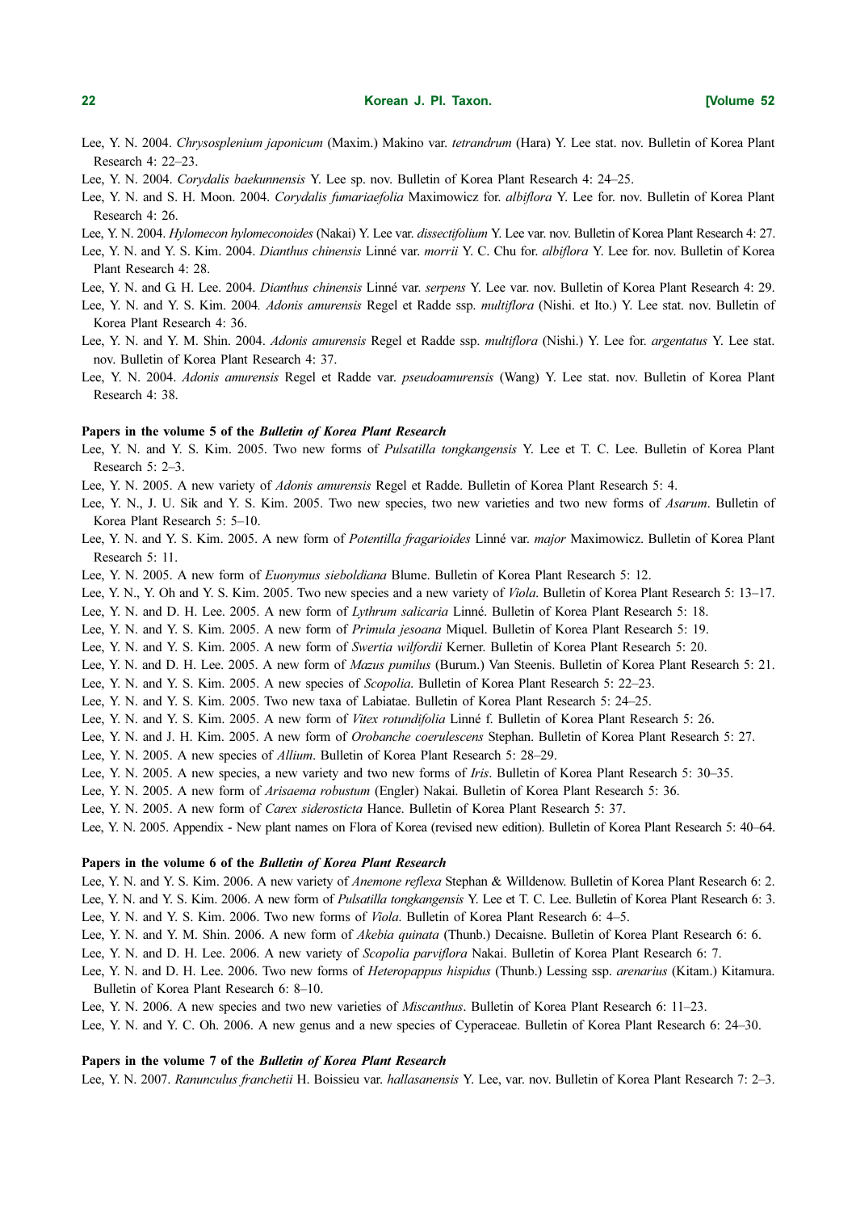Lee, Y. N. 2004. *Chrysosplenium japonicum* (Maxim.) Makino var. *tetrandrum* (Hara) Y. Lee stat. nov. Bulletin of Korea Plant Research 4: 22–23.

Lee, Y. N. 2004. *Corydalis baekunnensis* Y. Lee sp. nov. Bulletin of Korea Plant Research 4: 24–25.

Lee, Y. N. and S. H. Moon. 2004. *Corydalis fumariaefolia* Maximowicz for. *albiflora* Y. Lee for. nov. Bulletin of Korea Plant Research 4: 26.

Lee, Y. N. 2004. *Hylomecon hylomeconoides* (Nakai) Y. Lee var. *dissectifolium* Y. Lee var. nov. Bulletin of Korea Plant Research 4: 27.

Lee, Y. N. and Y. S. Kim. 2004. *Dianthus chinensis* Linné var. *morrii* Y. C. Chu for. *albiflora* Y. Lee for. nov. Bulletin of Korea Plant Research 4: 28.

Lee, Y. N. and G. H. Lee. 2004. *Dianthus chinensis* Linné var. *serpens* Y. Lee var. nov. Bulletin of Korea Plant Research 4: 29.

Lee, Y. N. and Y. S. Kim. 2004. *Adonis amurensis* Regel et Radde ssp. *multiflora* (Nishi. et Ito.) Y. Lee stat. nov. Bulletin of Korea Plant Research 4: 36.

Lee, Y. N. and Y. M. Shin. 2004. *Adonis amurensis* Regel et Radde ssp. *multiflora* (Nishi.) Y. Lee for. *argentatus* Y. Lee stat. nov. Bulletin of Korea Plant Research 4: 37.

Lee, Y. N. 2004. *Adonis amurensis* Regel et Radde var. *pseudoamurensis* (Wang) Y. Lee stat. nov. Bulletin of Korea Plant Research 4: 38.

**Papers in the volume 5 of the *Bulletin of Korea Plant Research***

Lee, Y. N. and Y. S. Kim. 2005. Two new forms of *Pulsatilla tongkangensis* Y. Lee et T. C. Lee. Bulletin of Korea Plant Research 5: 2–3.

Lee, Y. N. 2005. A new variety of *Adonis amurensis* Regel et Radde. Bulletin of Korea Plant Research 5: 4.

Lee, Y. N., J. U. Sik and Y. S. Kim. 2005. Two new species, two new varieties and two new forms of *Asarum*. Bulletin of Korea Plant Research 5: 5–10.

Lee, Y. N. and Y. S. Kim. 2005. A new form of *Potentilla fragarioides* Linné var. *major* Maximowicz. Bulletin of Korea Plant Research 5: 11.

Lee, Y. N. 2005. A new form of *Euonymus sieboldiana* Blume. Bulletin of Korea Plant Research 5: 12.

Lee, Y. N., Y. Oh and Y. S. Kim. 2005. Two new species and a new variety of *Viola*. Bulletin of Korea Plant Research 5: 13–17.

Lee, Y. N. and D. H. Lee. 2005. A new form of *Lythrum salicaria* Linné. Bulletin of Korea Plant Research 5: 18.

Lee, Y. N. and Y. S. Kim. 2005. A new form of *Primula jesoana* Miquel. Bulletin of Korea Plant Research 5: 19.

Lee, Y. N. and Y. S. Kim. 2005. A new form of *Swertia wilfordii* Kerner. Bulletin of Korea Plant Research 5: 20.

Lee, Y. N. and D. H. Lee. 2005. A new form of *Mazus pumilus* (Burum.) Van Steenis. Bulletin of Korea Plant Research 5: 21.

Lee, Y. N. and Y. S. Kim. 2005. A new species of *Scopolia*. Bulletin of Korea Plant Research 5: 22–23.

Lee, Y. N. and Y. S. Kim. 2005. Two new taxa of Labiatae. Bulletin of Korea Plant Research 5: 24–25.

Lee, Y. N. and Y. S. Kim. 2005. A new form of *Vitex rotundifolia* Linné f. Bulletin of Korea Plant Research 5: 26.

Lee, Y. N. and J. H. Kim. 2005. A new form of *Orobanche coerulescens* Stephan. Bulletin of Korea Plant Research 5: 27.

Lee, Y. N. 2005. A new species of *Allium*. Bulletin of Korea Plant Research 5: 28–29.

Lee, Y. N. 2005. A new species, a new variety and two new forms of *Iris*. Bulletin of Korea Plant Research 5: 30–35.

Lee, Y. N. 2005. A new form of *Arisaema robustum* (Engler) Nakai. Bulletin of Korea Plant Research 5: 36.

Lee, Y. N. 2005. A new form of *Carex siderosticta* Hance. Bulletin of Korea Plant Research 5: 37.

Lee, Y. N. 2005. Appendix - New plant names on Flora of Korea (revised new edition). Bulletin of Korea Plant Research 5: 40–64.

**Papers in the volume 6 of the *Bulletin of Korea Plant Research***

Lee, Y. N. and Y. S. Kim. 2006. A new variety of *Anemone reflexa* Stephan & Willdenow. Bulletin of Korea Plant Research 6: 2.

Lee, Y. N. and Y. S. Kim. 2006. A new form of *Pulsatilla tongkangensis* Y. Lee et T. C. Lee. Bulletin of Korea Plant Research 6: 3.

Lee, Y. N. and Y. S. Kim. 2006. Two new forms of *Viola*. Bulletin of Korea Plant Research 6: 4–5.

Lee, Y. N. and Y. M. Shin. 2006. A new form of *Akebia quinata* (Thunb.) Decaisne. Bulletin of Korea Plant Research 6: 6.

Lee, Y. N. and D. H. Lee. 2006. A new variety of *Scopolia parviflora* Nakai. Bulletin of Korea Plant Research 6: 7.

Lee, Y. N. and D. H. Lee. 2006. Two new forms of *Heteropappus hispidus* (Thunb.) Lessing ssp. *arenarius* (Kitam.) Kitamura. Bulletin of Korea Plant Research 6: 8–10.

Lee, Y. N. 2006. A new species and two new varieties of *Miscanthus*. Bulletin of Korea Plant Research 6: 11–23.

Lee, Y. N. and Y. C. Oh. 2006. A new genus and a new species of Cyperaceae. Bulletin of Korea Plant Research 6: 24–30.

**Papers in the volume 7 of the *Bulletin of Korea Plant Research***

Lee, Y. N. 2007. *Ranunculus franchetii* H. Boissieu var. *hallasanensis* Y. Lee, var. nov. Bulletin of Korea Plant Research 7: 2–3.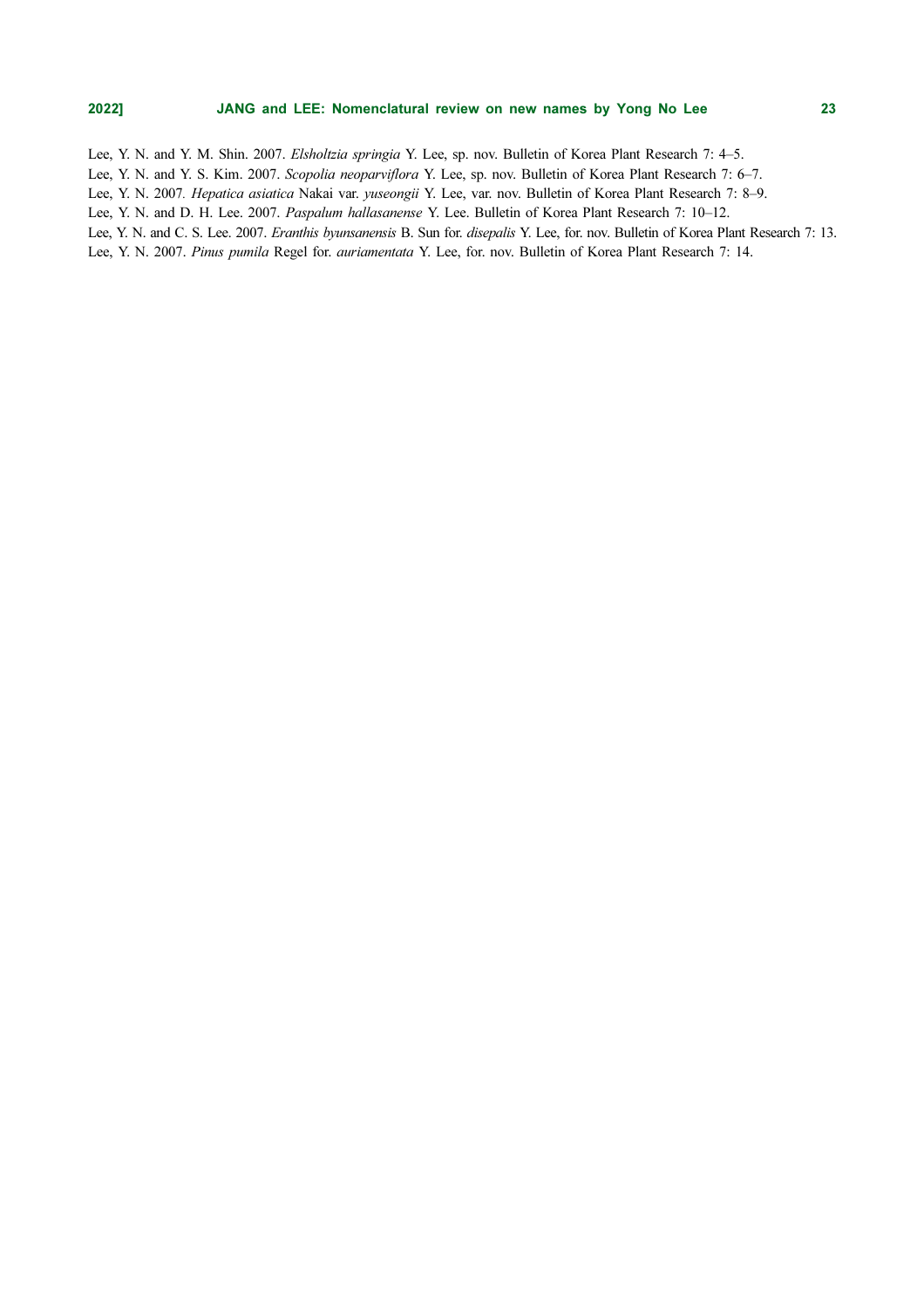Lee, Y. N. and Y. M. Shin. 2007. *Elsholtzia springia* Y. Lee, sp. nov. Bulletin of Korea Plant Research 7: 4–5.

Lee, Y. N. and Y. S. Kim. 2007. *Scopolia neoparviflora* Y. Lee, sp. nov. Bulletin of Korea Plant Research 7: 6–7.

Lee, Y. N. 2007. *Hepatica asiatica* Nakai var. *yuseongii* Y. Lee, var. nov. Bulletin of Korea Plant Research 7: 8–9.

Lee, Y. N. and D. H. Lee. 2007. *Paspalum hallasanense* Y. Lee. Bulletin of Korea Plant Research 7: 10–12.

Lee, Y. N. and C. S. Lee. 2007. *Eranthis byunsanensis* B. Sun for. *disepalis* Y. Lee, for. nov. Bulletin of Korea Plant Research 7: 13.

Lee, Y. N. 2007. *Pinus pumila* Regel for. *auriamentata* Y. Lee, for. nov. Bulletin of Korea Plant Research 7: 14.